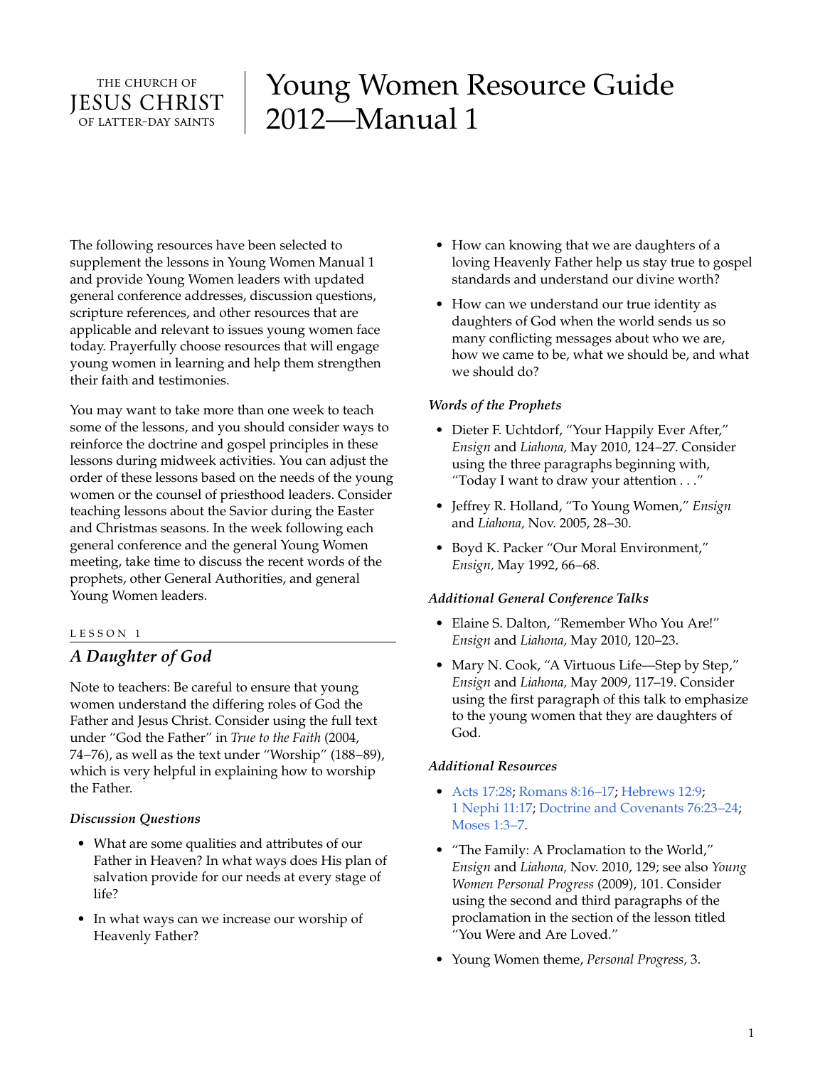THE CHURCH OF
JESUS CHRIST
OF LATTER-DAY SAINTS

# Young Women Resource Guide 2012—Manual 1

The following resources have been selected to supplement the lessons in Young Women Manual 1 and provide Young Women leaders with updated general conference addresses, discussion questions, scripture references, and other resources that are applicable and relevant to issues young women face today. Prayerfully choose resources that will engage young women in learning and help them strengthen their faith and testimonies.

You may want to take more than one week to teach some of the lessons, and you should consider ways to reinforce the doctrine and gospel principles in these lessons during midweek activities. You can adjust the order of these lessons based on the needs of the young women or the counsel of priesthood leaders. Consider teaching lessons about the Savior during the Easter and Christmas seasons. In the week following each general conference and the general Young Women meeting, take time to discuss the recent words of the prophets, other General Authorities, and general Young Women leaders.

LESSON 1

## *A Daughter of God*

Note to teachers: Be careful to ensure that young women understand the differing roles of God the Father and Jesus Christ. Consider using the full text under "God the Father" in *True to the Faith* (2004, 74–76), as well as the text under "Worship" (188–89), which is very helpful in explaining how to worship the Father.

### *Discussion Questions*

- What are some qualities and attributes of our Father in Heaven? In what ways does His plan of salvation provide for our needs at every stage of life?
- In what ways can we increase our worship of Heavenly Father?
- How can knowing that we are daughters of a loving Heavenly Father help us stay true to gospel standards and understand our divine worth?
- How can we understand our true identity as daughters of God when the world sends us so many conflicting messages about who we are, how we came to be, what we should be, and what we should do?

### *Words of the Prophets*

- Dieter F. Uchtdorf, "Your Happily Ever After," *Ensign* and *Liahona,* May 2010, 124–27. Consider using the three paragraphs beginning with, "Today I want to draw your attention . . ."
- Jeffrey R. Holland, "To Young Women," *Ensign* and *Liahona,* Nov. 2005, 28–30.
- Boyd K. Packer "Our Moral Environment," *Ensign,* May 1992, 66–68.

### *Additional General Conference Talks*

- Elaine S. Dalton, "Remember Who You Are!" *Ensign* and *Liahona,* May 2010, 120–23.
- Mary N. Cook, "A Virtuous Life—Step by Step," *Ensign* and *Liahona,* May 2009, 117–19. Consider using the first paragraph of this talk to emphasize to the young women that they are daughters of God.

### *Additional Resources*

- Acts 17:28; Romans 8:16–17; Hebrews 12:9; 1 Nephi 11:17; Doctrine and Covenants 76:23–24; Moses 1:3–7.
- "The Family: A Proclamation to the World," *Ensign* and *Liahona,* Nov. 2010, 129; see also *Young Women Personal Progress* (2009), 101. Consider using the second and third paragraphs of the proclamation in the section of the lesson titled "You Were and Are Loved."
- Young Women theme, *Personal Progress,* 3.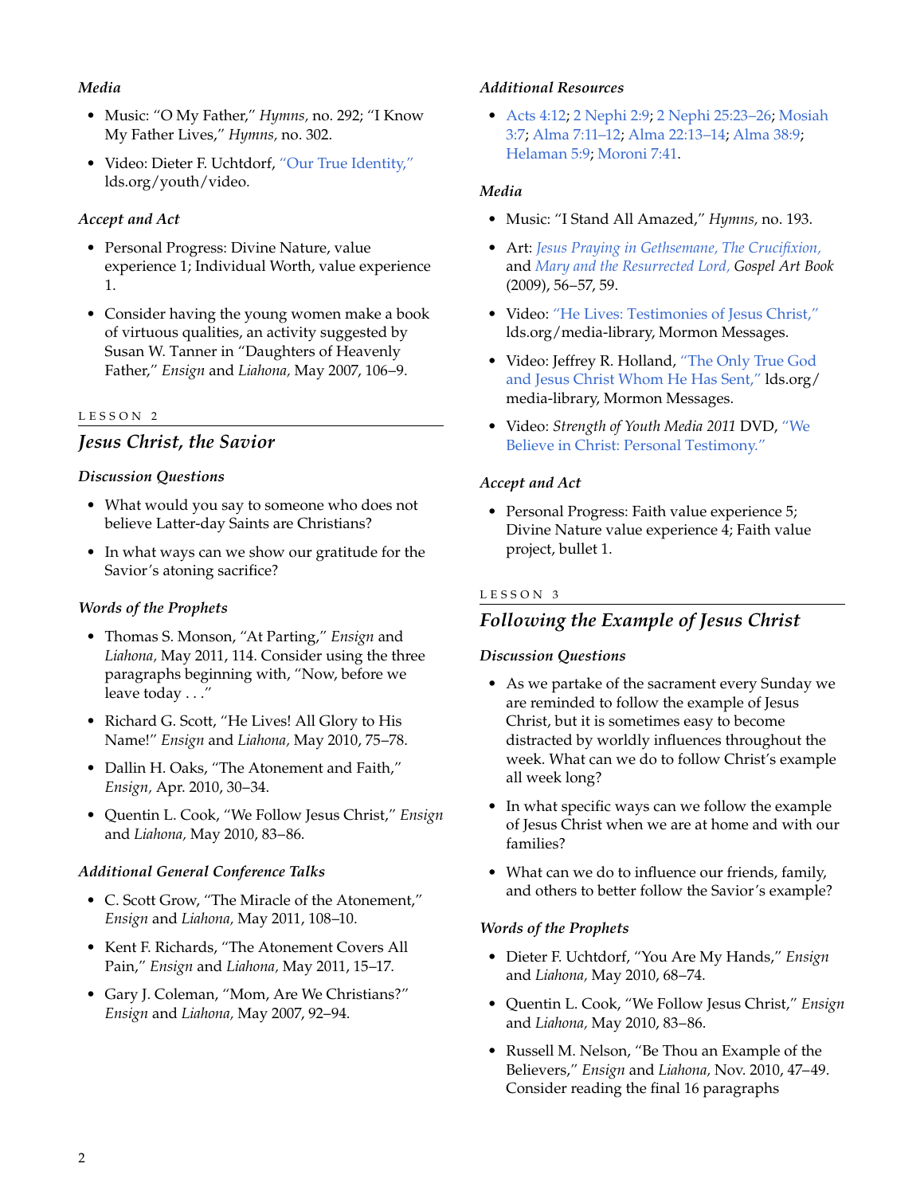### *Media*

- Music: "O My Father," *Hymns,* no. 292; "I Know My Father Lives," *Hymns,* no. 302.
- Video: Dieter F. Uchtdorf, "Our True Identity," lds.org/youth/video.

### *Accept and Act*

- Personal Progress: Divine Nature, value experience 1; Individual Worth, value experience 1.
- Consider having the young women make a book of virtuous qualities, an activity suggested by Susan W. Tanner in "Daughters of Heavenly Father," *Ensign* and *Liahona,* May 2007, 106–9.

LESSON 2

## *Jesus Christ, the Savior*

### *Discussion Questions*

- What would you say to someone who does not believe Latter-day Saints are Christians?
- In what ways can we show our gratitude for the Savior's atoning sacrifice?

### *Words of the Prophets*

- Thomas S. Monson, "At Parting," *Ensign* and *Liahona,* May 2011, 114. Consider using the three paragraphs beginning with, "Now, before we leave today . . ."
- Richard G. Scott, "He Lives! All Glory to His Name!" *Ensign* and *Liahona,* May 2010, 75–78.
- Dallin H. Oaks, "The Atonement and Faith," *Ensign,* Apr. 2010, 30–34.
- Quentin L. Cook, "We Follow Jesus Christ," *Ensign* and *Liahona,* May 2010, 83–86.

### *Additional General Conference Talks*

- C. Scott Grow, "The Miracle of the Atonement," *Ensign* and *Liahona,* May 2011, 108–10.
- Kent F. Richards, "The Atonement Covers All Pain," *Ensign* and *Liahona,* May 2011, 15–17.
- Gary J. Coleman, "Mom, Are We Christians?" *Ensign* and *Liahona,* May 2007, 92–94.

### *Additional Resources*

- Acts 4:12; 2 Nephi 2:9; 2 Nephi 25:23–26; Mosiah 3:7; Alma 7:11–12; Alma 22:13–14; Alma 38:9; Helaman 5:9; Moroni 7:41.

### *Media*

- Music: "I Stand All Amazed," *Hymns,* no. 193.
- Art: *Jesus Praying in Gethsemane, The Crucifixion,* and *Mary and the Resurrected Lord, Gospel Art Book* (2009), 56–57, 59.
- Video: "He Lives: Testimonies of Jesus Christ," lds.org/media-library, Mormon Messages.
- Video: Jeffrey R. Holland, "The Only True God and Jesus Christ Whom He Has Sent," lds.org/media-library, Mormon Messages.
- Video: *Strength of Youth Media 2011* DVD, "We Believe in Christ: Personal Testimony."

### *Accept and Act*

- Personal Progress: Faith value experience 5; Divine Nature value experience 4; Faith value project, bullet 1.

LESSON 3

## *Following the Example of Jesus Christ*

### *Discussion Questions*

- As we partake of the sacrament every Sunday we are reminded to follow the example of Jesus Christ, but it is sometimes easy to become distracted by worldly influences throughout the week. What can we do to follow Christ's example all week long?
- In what specific ways can we follow the example of Jesus Christ when we are at home and with our families?
- What can we do to influence our friends, family, and others to better follow the Savior's example?

### *Words of the Prophets*

- Dieter F. Uchtdorf, "You Are My Hands," *Ensign* and *Liahona,* May 2010, 68–74.
- Quentin L. Cook, "We Follow Jesus Christ," *Ensign* and *Liahona,* May 2010, 83–86.
- Russell M. Nelson, "Be Thou an Example of the Believers," *Ensign* and *Liahona,* Nov. 2010, 47–49. Consider reading the final 16 paragraphs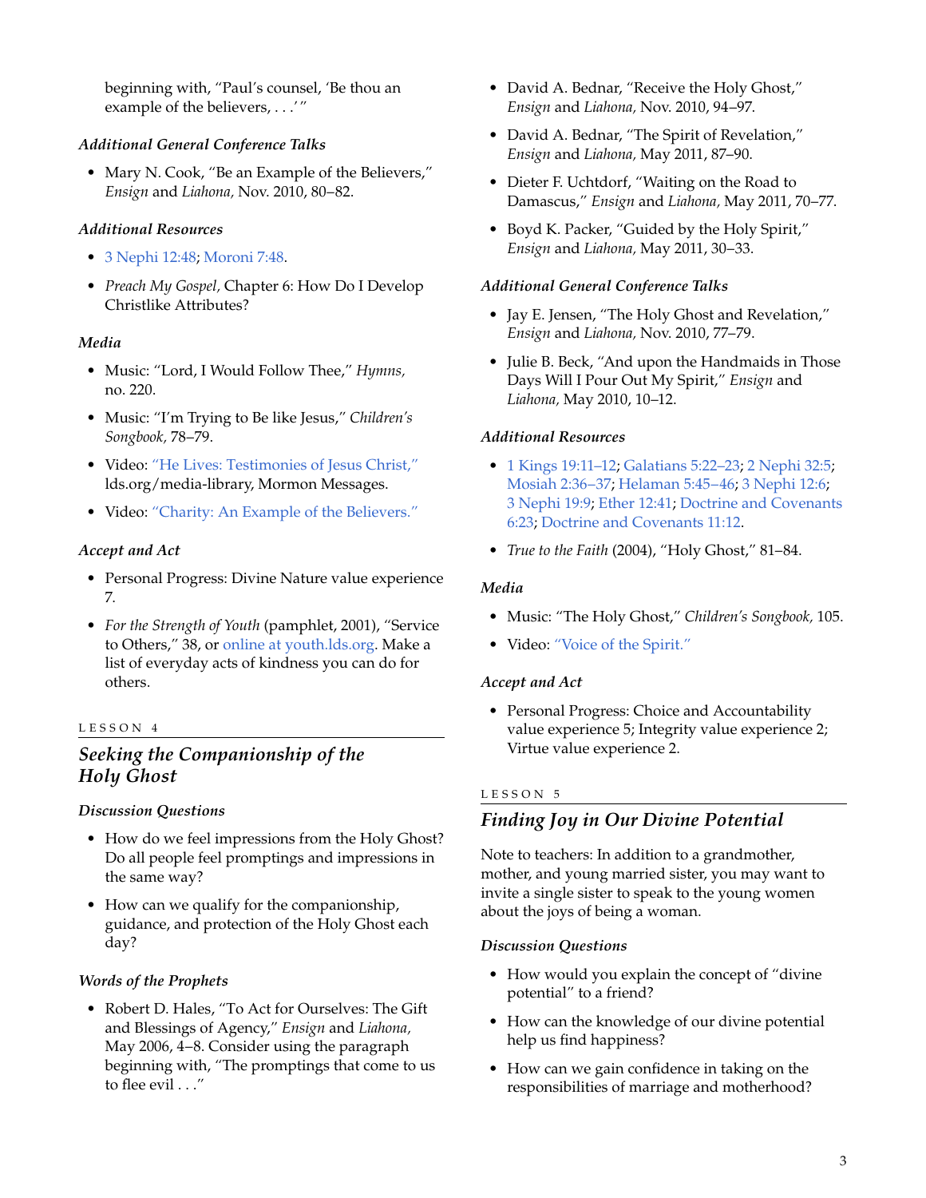beginning with, "Paul's counsel, 'Be thou an example of the believers, . . .'"

*Additional General Conference Talks*

- Mary N. Cook, "Be an Example of the Believers," *Ensign* and *Liahona,* Nov. 2010, 80–82.

*Additional Resources*

- 3 Nephi 12:48; Moroni 7:48.
- *Preach My Gospel,* Chapter 6: How Do I Develop Christlike Attributes?

*Media*

- Music: "Lord, I Would Follow Thee," *Hymns,* no. 220.
- Music: "I'm Trying to Be like Jesus," *Children's Songbook,* 78–79.
- Video: "He Lives: Testimonies of Jesus Christ," lds.org/media-library, Mormon Messages.
- Video: "Charity: An Example of the Believers."

*Accept and Act*

- Personal Progress: Divine Nature value experience 7.
- *For the Strength of Youth* (pamphlet, 2001), "Service to Others," 38, or online at youth.lds.org. Make a list of everyday acts of kindness you can do for others.

LESSON 4

## *Seeking the Companionship of the Holy Ghost*

*Discussion Questions*

- How do we feel impressions from the Holy Ghost? Do all people feel promptings and impressions in the same way?
- How can we qualify for the companionship, guidance, and protection of the Holy Ghost each day?

*Words of the Prophets*

- Robert D. Hales, "To Act for Ourselves: The Gift and Blessings of Agency," *Ensign* and *Liahona,* May 2006, 4–8. Consider using the paragraph beginning with, "The promptings that come to us to flee evil . . ."
- David A. Bednar, "Receive the Holy Ghost," *Ensign* and *Liahona,* Nov. 2010, 94–97.
- David A. Bednar, "The Spirit of Revelation," *Ensign* and *Liahona,* May 2011, 87–90.
- Dieter F. Uchtdorf, "Waiting on the Road to Damascus," *Ensign* and *Liahona,* May 2011, 70–77.
- Boyd K. Packer, "Guided by the Holy Spirit," *Ensign* and *Liahona,* May 2011, 30–33.

*Additional General Conference Talks*

- Jay E. Jensen, "The Holy Ghost and Revelation," *Ensign* and *Liahona,* Nov. 2010, 77–79.
- Julie B. Beck, "And upon the Handmaids in Those Days Will I Pour Out My Spirit," *Ensign* and *Liahona,* May 2010, 10–12.

*Additional Resources*

- 1 Kings 19:11–12; Galatians 5:22–23; 2 Nephi 32:5; Mosiah 2:36–37; Helaman 5:45–46; 3 Nephi 12:6; 3 Nephi 19:9; Ether 12:41; Doctrine and Covenants 6:23; Doctrine and Covenants 11:12.
- *True to the Faith* (2004), "Holy Ghost," 81–84.

*Media*

- Music: "The Holy Ghost," *Children's Songbook,* 105.
- Video: "Voice of the Spirit."

*Accept and Act*

- Personal Progress: Choice and Accountability value experience 5; Integrity value experience 2; Virtue value experience 2.

LESSON 5

## *Finding Joy in Our Divine Potential*

Note to teachers: In addition to a grandmother, mother, and young married sister, you may want to invite a single sister to speak to the young women about the joys of being a woman.

*Discussion Questions*

- How would you explain the concept of "divine potential" to a friend?
- How can the knowledge of our divine potential help us find happiness?
- How can we gain confidence in taking on the responsibilities of marriage and motherhood?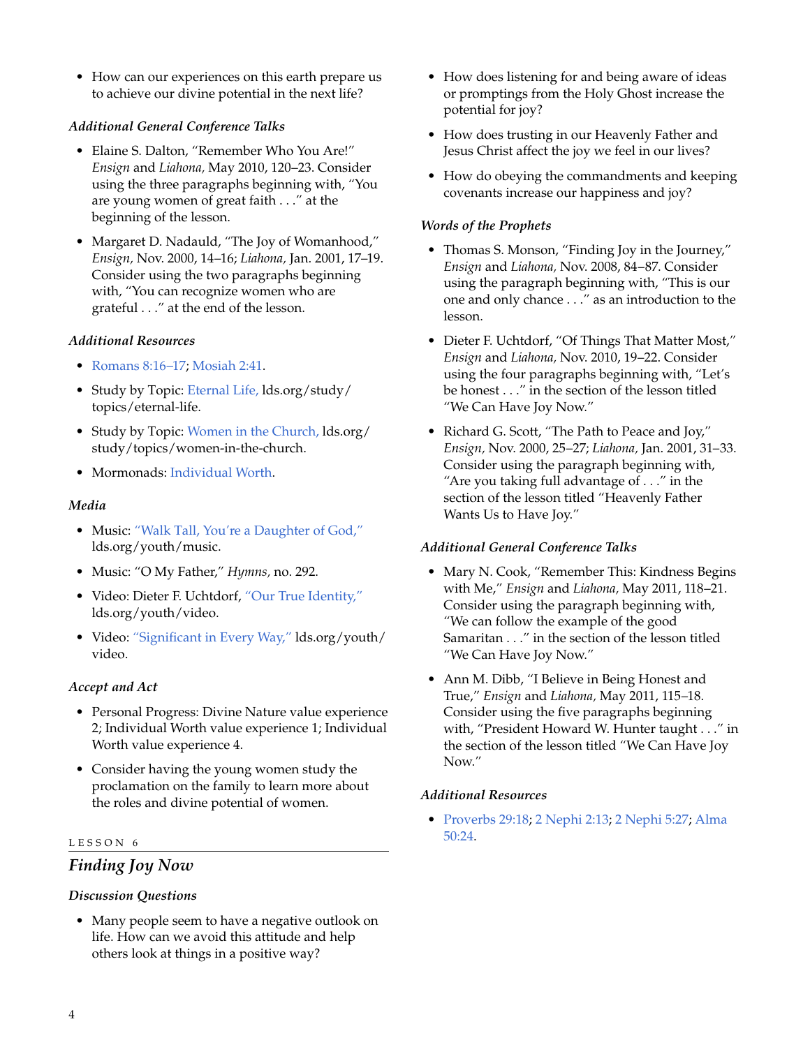- How can our experiences on this earth prepare us to achieve our divine potential in the next life?

### *Additional General Conference Talks*

- Elaine S. Dalton, "Remember Who You Are!" *Ensign* and *Liahona,* May 2010, 120–23. Consider using the three paragraphs beginning with, "You are young women of great faith . . ." at the beginning of the lesson.
- Margaret D. Nadauld, "The Joy of Womanhood," *Ensign,* Nov. 2000, 14–16; *Liahona,* Jan. 2001, 17–19. Consider using the two paragraphs beginning with, "You can recognize women who are grateful . . ." at the end of the lesson.

### *Additional Resources*

- Romans 8:16–17; Mosiah 2:41.
- Study by Topic: Eternal Life, lds.org/study/topics/eternal-life.
- Study by Topic: Women in the Church, lds.org/study/topics/women-in-the-church.
- Mormonads: Individual Worth.

### *Media*

- Music: "Walk Tall, You're a Daughter of God," lds.org/youth/music.
- Music: "O My Father," *Hymns,* no. 292.
- Video: Dieter F. Uchtdorf, "Our True Identity," lds.org/youth/video.
- Video: "Significant in Every Way," lds.org/youth/video.

### *Accept and Act*

- Personal Progress: Divine Nature value experience 2; Individual Worth value experience 1; Individual Worth value experience 4.
- Consider having the young women study the proclamation on the family to learn more about the roles and divine potential of women.

LESSON 6

## *Finding Joy Now*

### *Discussion Questions*

- Many people seem to have a negative outlook on life. How can we avoid this attitude and help others look at things in a positive way?
- How does listening for and being aware of ideas or promptings from the Holy Ghost increase the potential for joy?
- How does trusting in our Heavenly Father and Jesus Christ affect the joy we feel in our lives?
- How do obeying the commandments and keeping covenants increase our happiness and joy?

### *Words of the Prophets*

- Thomas S. Monson, "Finding Joy in the Journey," *Ensign* and *Liahona,* Nov. 2008, 84–87. Consider using the paragraph beginning with, "This is our one and only chance . . ." as an introduction to the lesson.
- Dieter F. Uchtdorf, "Of Things That Matter Most," *Ensign* and *Liahona,* Nov. 2010, 19–22. Consider using the four paragraphs beginning with, "Let's be honest . . ." in the section of the lesson titled "We Can Have Joy Now."
- Richard G. Scott, "The Path to Peace and Joy," *Ensign,* Nov. 2000, 25–27; *Liahona,* Jan. 2001, 31–33. Consider using the paragraph beginning with, "Are you taking full advantage of . . ." in the section of the lesson titled "Heavenly Father Wants Us to Have Joy."

### *Additional General Conference Talks*

- Mary N. Cook, "Remember This: Kindness Begins with Me," *Ensign* and *Liahona,* May 2011, 118–21. Consider using the paragraph beginning with, "We can follow the example of the good Samaritan . . ." in the section of the lesson titled "We Can Have Joy Now."
- Ann M. Dibb, "I Believe in Being Honest and True," *Ensign* and *Liahona,* May 2011, 115–18. Consider using the five paragraphs beginning with, "President Howard W. Hunter taught . . ." in the section of the lesson titled "We Can Have Joy Now."

### *Additional Resources*

- Proverbs 29:18; 2 Nephi 2:13; 2 Nephi 5:27; Alma 50:24.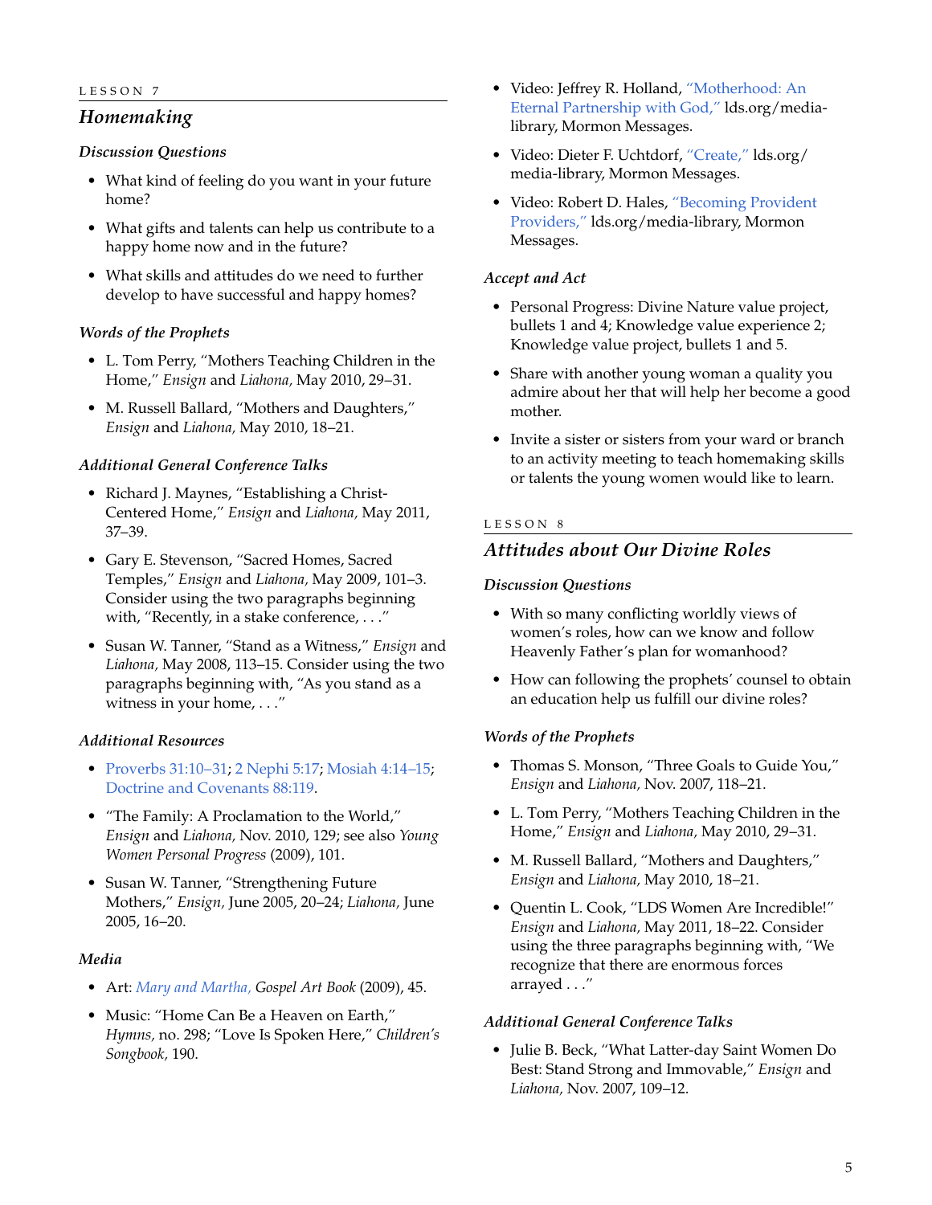LESSON 7

## *Homemaking*

### *Discussion Questions*

- What kind of feeling do you want in your future home?
- What gifts and talents can help us contribute to a happy home now and in the future?
- What skills and attitudes do we need to further develop to have successful and happy homes?

### *Words of the Prophets*

- L. Tom Perry, "Mothers Teaching Children in the Home," *Ensign* and *Liahona,* May 2010, 29–31.
- M. Russell Ballard, "Mothers and Daughters," *Ensign* and *Liahona,* May 2010, 18–21.

### *Additional General Conference Talks*

- Richard J. Maynes, "Establishing a Christ-Centered Home," *Ensign* and *Liahona,* May 2011, 37–39.
- Gary E. Stevenson, "Sacred Homes, Sacred Temples," *Ensign* and *Liahona,* May 2009, 101–3. Consider using the two paragraphs beginning with, "Recently, in a stake conference, . . ."
- Susan W. Tanner, "Stand as a Witness," *Ensign* and *Liahona,* May 2008, 113–15. Consider using the two paragraphs beginning with, "As you stand as a witness in your home, . . ."

### *Additional Resources*

- Proverbs 31:10–31; 2 Nephi 5:17; Mosiah 4:14–15; Doctrine and Covenants 88:119.
- "The Family: A Proclamation to the World," *Ensign* and *Liahona,* Nov. 2010, 129; see also *Young Women Personal Progress* (2009), 101.
- Susan W. Tanner, "Strengthening Future Mothers," *Ensign,* June 2005, 20–24; *Liahona,* June 2005, 16–20.

### *Media*

- Art: *Mary and Martha, Gospel Art Book* (2009), 45.
- Music: "Home Can Be a Heaven on Earth," *Hymns,* no. 298; "Love Is Spoken Here," *Children's Songbook,* 190.
- Video: Jeffrey R. Holland, "Motherhood: An Eternal Partnership with God," lds.org/media-library, Mormon Messages.
- Video: Dieter F. Uchtdorf, "Create," lds.org/media-library, Mormon Messages.
- Video: Robert D. Hales, "Becoming Provident Providers," lds.org/media-library, Mormon Messages.

### *Accept and Act*

- Personal Progress: Divine Nature value project, bullets 1 and 4; Knowledge value experience 2; Knowledge value project, bullets 1 and 5.
- Share with another young woman a quality you admire about her that will help her become a good mother.
- Invite a sister or sisters from your ward or branch to an activity meeting to teach homemaking skills or talents the young women would like to learn.

LESSON 8

## *Attitudes about Our Divine Roles*

### *Discussion Questions*

- With so many conflicting worldly views of women's roles, how can we know and follow Heavenly Father's plan for womanhood?
- How can following the prophets' counsel to obtain an education help us fulfill our divine roles?

### *Words of the Prophets*

- Thomas S. Monson, "Three Goals to Guide You," *Ensign* and *Liahona,* Nov. 2007, 118–21.
- L. Tom Perry, "Mothers Teaching Children in the Home," *Ensign* and *Liahona,* May 2010, 29–31.
- M. Russell Ballard, "Mothers and Daughters," *Ensign* and *Liahona,* May 2010, 18–21.
- Quentin L. Cook, "LDS Women Are Incredible!" *Ensign* and *Liahona,* May 2011, 18–22. Consider using the three paragraphs beginning with, "We recognize that there are enormous forces arrayed . . ."

### *Additional General Conference Talks*

- Julie B. Beck, "What Latter-day Saint Women Do Best: Stand Strong and Immovable," *Ensign* and *Liahona,* Nov. 2007, 109–12.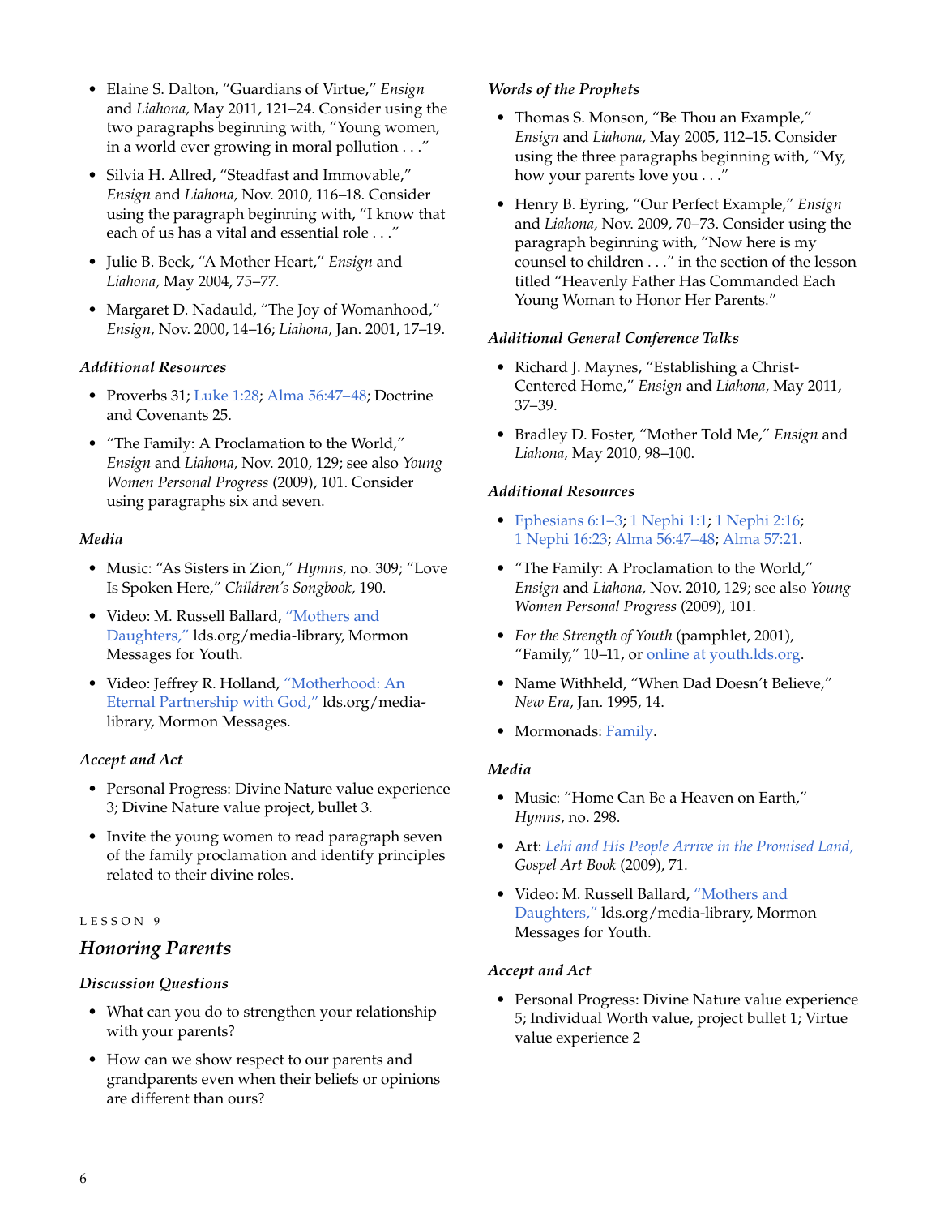- Elaine S. Dalton, "Guardians of Virtue," *Ensign* and *Liahona,* May 2011, 121–24. Consider using the two paragraphs beginning with, "Young women, in a world ever growing in moral pollution . . ."
- Silvia H. Allred, "Steadfast and Immovable," *Ensign* and *Liahona,* Nov. 2010, 116–18. Consider using the paragraph beginning with, "I know that each of us has a vital and essential role . . ."
- Julie B. Beck, "A Mother Heart," *Ensign* and *Liahona,* May 2004, 75–77.
- Margaret D. Nadauld, "The Joy of Womanhood," *Ensign,* Nov. 2000, 14–16; *Liahona,* Jan. 2001, 17–19.

### *Additional Resources*

- Proverbs 31; Luke 1:28; Alma 56:47–48; Doctrine and Covenants 25.
- "The Family: A Proclamation to the World," *Ensign* and *Liahona,* Nov. 2010, 129; see also *Young Women Personal Progress* (2009), 101. Consider using paragraphs six and seven.

### *Media*

- Music: "As Sisters in Zion," *Hymns,* no. 309; "Love Is Spoken Here," *Children's Songbook,* 190.
- Video: M. Russell Ballard, "Mothers and Daughters," lds.org/media-library, Mormon Messages for Youth.
- Video: Jeffrey R. Holland, "Motherhood: An Eternal Partnership with God," lds.org/media-library, Mormon Messages.

### *Accept and Act*

- Personal Progress: Divine Nature value experience 3; Divine Nature value project, bullet 3.
- Invite the young women to read paragraph seven of the family proclamation and identify principles related to their divine roles.

LESSON 9

## *Honoring Parents*

### *Discussion Questions*

- What can you do to strengthen your relationship with your parents?
- How can we show respect to our parents and grandparents even when their beliefs or opinions are different than ours?

### *Words of the Prophets*

- Thomas S. Monson, "Be Thou an Example," *Ensign* and *Liahona,* May 2005, 112–15. Consider using the three paragraphs beginning with, "My, how your parents love you . . ."
- Henry B. Eyring, "Our Perfect Example," *Ensign* and *Liahona,* Nov. 2009, 70–73. Consider using the paragraph beginning with, "Now here is my counsel to children . . ." in the section of the lesson titled "Heavenly Father Has Commanded Each Young Woman to Honor Her Parents."

### *Additional General Conference Talks*

- Richard J. Maynes, "Establishing a Christ-Centered Home," *Ensign* and *Liahona,* May 2011, 37–39.
- Bradley D. Foster, "Mother Told Me," *Ensign* and *Liahona,* May 2010, 98–100.

### *Additional Resources*

- Ephesians 6:1–3; 1 Nephi 1:1; 1 Nephi 2:16; 1 Nephi 16:23; Alma 56:47–48; Alma 57:21.
- "The Family: A Proclamation to the World," *Ensign* and *Liahona,* Nov. 2010, 129; see also *Young Women Personal Progress* (2009), 101.
- *For the Strength of Youth* (pamphlet, 2001), "Family," 10–11, or online at youth.lds.org.
- Name Withheld, "When Dad Doesn't Believe," *New Era,* Jan. 1995, 14.
- Mormonads: Family.

### *Media*

- Music: "Home Can Be a Heaven on Earth," *Hymns,* no. 298.
- Art: *Lehi and His People Arrive in the Promised Land, Gospel Art Book* (2009), 71.
- Video: M. Russell Ballard, "Mothers and Daughters," lds.org/media-library, Mormon Messages for Youth.

### *Accept and Act*

- Personal Progress: Divine Nature value experience 5; Individual Worth value, project bullet 1; Virtue value experience 2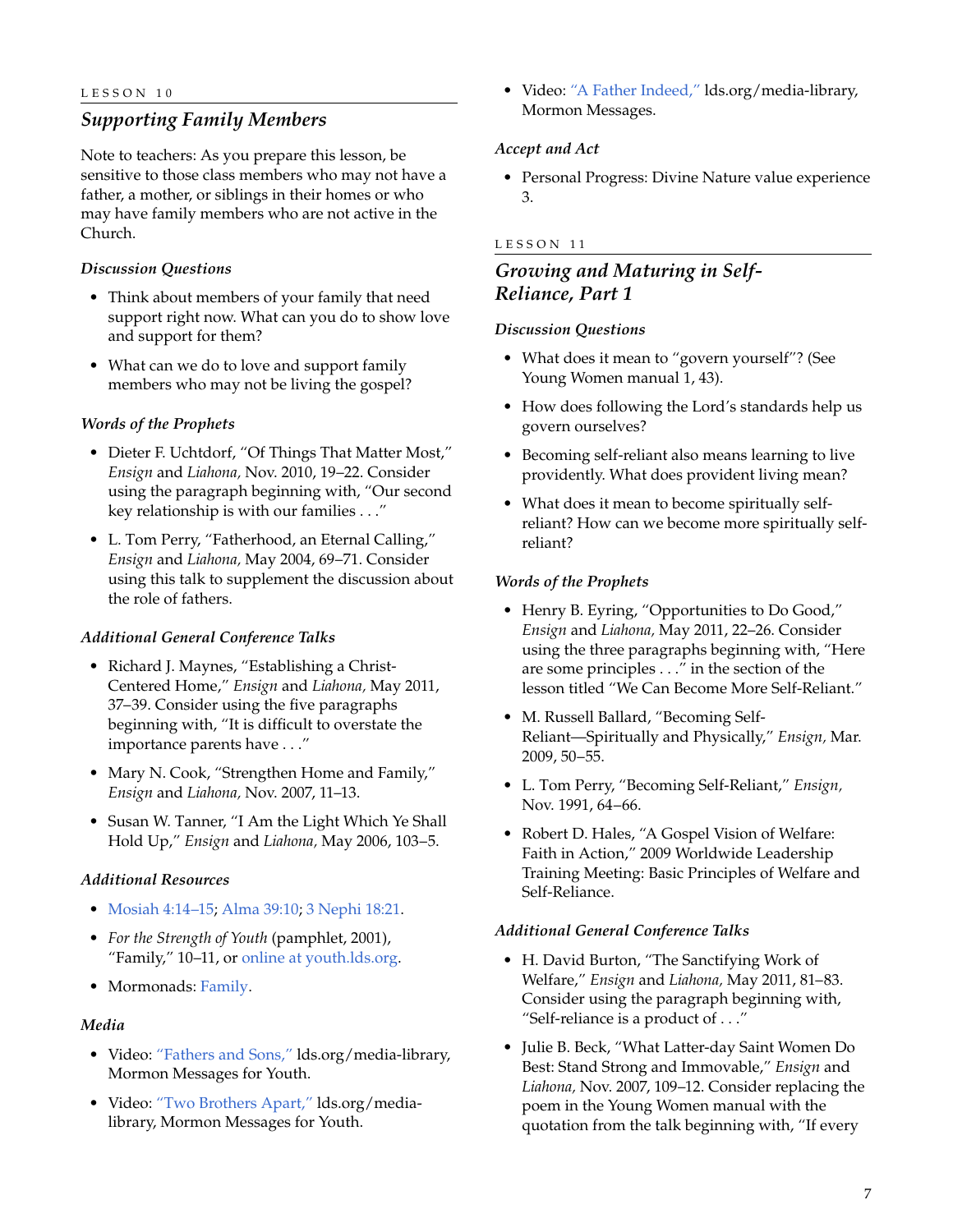LESSON 10

## *Supporting Family Members*

Note to teachers: As you prepare this lesson, be sensitive to those class members who may not have a father, a mother, or siblings in their homes or who may have family members who are not active in the Church.

### *Discussion Questions*

- Think about members of your family that need support right now. What can you do to show love and support for them?
- What can we do to love and support family members who may not be living the gospel?

### *Words of the Prophets*

- Dieter F. Uchtdorf, "Of Things That Matter Most," *Ensign* and *Liahona,* Nov. 2010, 19–22. Consider using the paragraph beginning with, "Our second key relationship is with our families . . ."
- L. Tom Perry, "Fatherhood, an Eternal Calling," *Ensign* and *Liahona,* May 2004, 69–71. Consider using this talk to supplement the discussion about the role of fathers.

### *Additional General Conference Talks*

- Richard J. Maynes, "Establishing a Christ-Centered Home," *Ensign* and *Liahona,* May 2011, 37–39. Consider using the five paragraphs beginning with, "It is difficult to overstate the importance parents have . . ."
- Mary N. Cook, "Strengthen Home and Family," *Ensign* and *Liahona,* Nov. 2007, 11–13.
- Susan W. Tanner, "I Am the Light Which Ye Shall Hold Up," *Ensign* and *Liahona,* May 2006, 103–5.

### *Additional Resources*

- Mosiah 4:14–15; Alma 39:10; 3 Nephi 18:21.
- *For the Strength of Youth* (pamphlet, 2001), "Family," 10–11, or online at youth.lds.org.
- Mormonads: Family.

### *Media*

- Video: "Fathers and Sons," lds.org/media-library, Mormon Messages for Youth.
- Video: "Two Brothers Apart," lds.org/media-library, Mormon Messages for Youth.
- Video: "A Father Indeed," lds.org/media-library, Mormon Messages.

### *Accept and Act*

- Personal Progress: Divine Nature value experience 3.

LESSON 11

## *Growing and Maturing in Self-Reliance, Part 1*

### *Discussion Questions*

- What does it mean to "govern yourself"? (See Young Women manual 1, 43).
- How does following the Lord's standards help us govern ourselves?
- Becoming self-reliant also means learning to live providently. What does provident living mean?
- What does it mean to become spiritually self-reliant? How can we become more spiritually self-reliant?

### *Words of the Prophets*

- Henry B. Eyring, "Opportunities to Do Good," *Ensign* and *Liahona,* May 2011, 22–26. Consider using the three paragraphs beginning with, "Here are some principles . . ." in the section of the lesson titled "We Can Become More Self-Reliant."
- M. Russell Ballard, "Becoming Self-Reliant—Spiritually and Physically," *Ensign,* Mar. 2009, 50–55.
- L. Tom Perry, "Becoming Self-Reliant," *Ensign,* Nov. 1991, 64–66.
- Robert D. Hales, "A Gospel Vision of Welfare: Faith in Action," 2009 Worldwide Leadership Training Meeting: Basic Principles of Welfare and Self-Reliance.

### *Additional General Conference Talks*

- H. David Burton, "The Sanctifying Work of Welfare," *Ensign* and *Liahona,* May 2011, 81–83. Consider using the paragraph beginning with, "Self-reliance is a product of . . ."
- Julie B. Beck, "What Latter-day Saint Women Do Best: Stand Strong and Immovable," *Ensign* and *Liahona,* Nov. 2007, 109–12. Consider replacing the poem in the Young Women manual with the quotation from the talk beginning with, "If every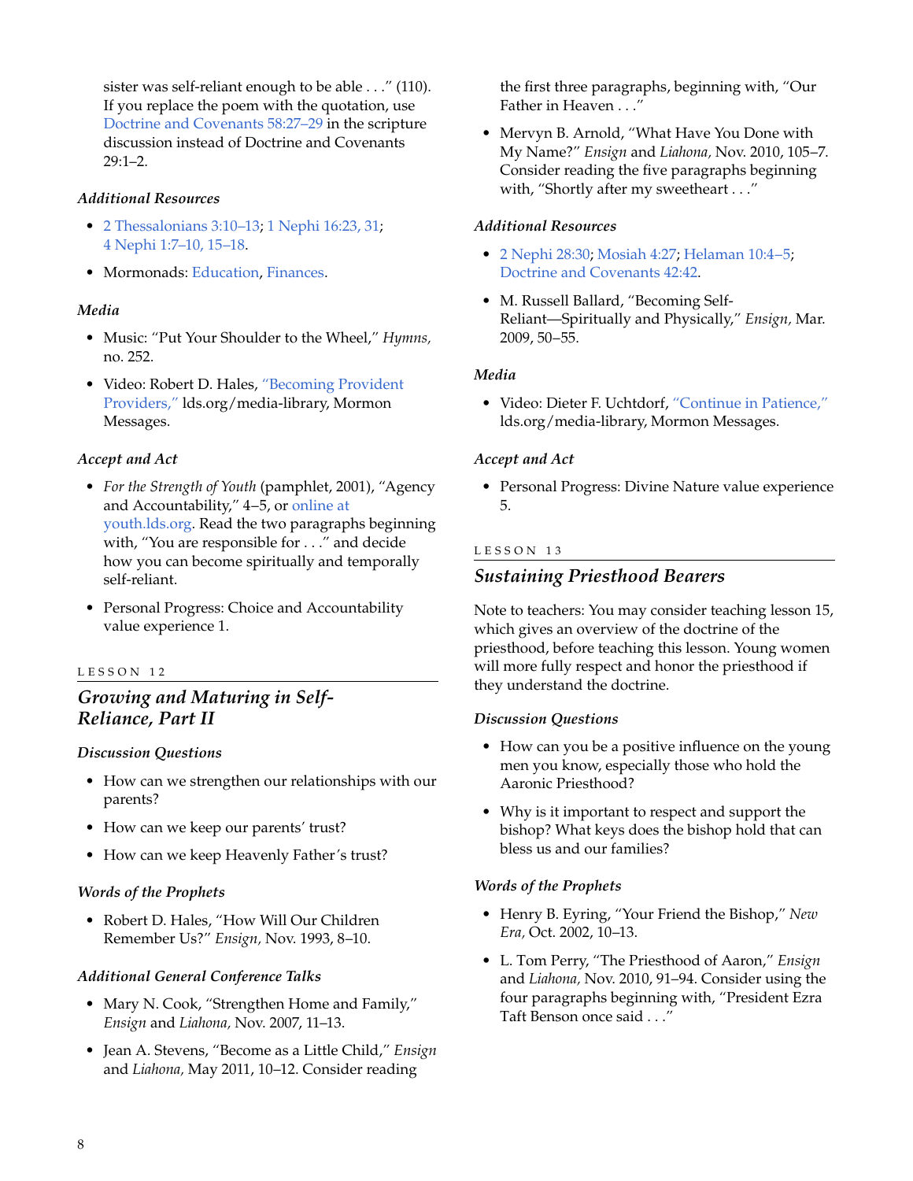sister was self-reliant enough to be able . . ." (110). If you replace the poem with the quotation, use Doctrine and Covenants 58:27–29 in the scripture discussion instead of Doctrine and Covenants 29:1–2.

### *Additional Resources*

- 2 Thessalonians 3:10–13; 1 Nephi 16:23, 31; 4 Nephi 1:7–10, 15–18.
- Mormonads: Education, Finances.

### *Media*

- Music: "Put Your Shoulder to the Wheel," *Hymns,* no. 252.
- Video: Robert D. Hales, "Becoming Provident Providers," lds.org/media-library, Mormon Messages.

### *Accept and Act*

- *For the Strength of Youth* (pamphlet, 2001), "Agency and Accountability," 4–5, or online at youth.lds.org. Read the two paragraphs beginning with, "You are responsible for . . ." and decide how you can become spiritually and temporally self-reliant.
- Personal Progress: Choice and Accountability value experience 1.

LESSON 12

## *Growing and Maturing in Self-Reliance, Part II*

### *Discussion Questions*

- How can we strengthen our relationships with our parents?
- How can we keep our parents' trust?
- How can we keep Heavenly Father's trust?

### *Words of the Prophets*

- Robert D. Hales, "How Will Our Children Remember Us?" *Ensign,* Nov. 1993, 8–10.

### *Additional General Conference Talks*

- Mary N. Cook, "Strengthen Home and Family," *Ensign* and *Liahona,* Nov. 2007, 11–13.
- Jean A. Stevens, "Become as a Little Child," *Ensign* and *Liahona,* May 2011, 10–12. Consider reading the first three paragraphs, beginning with, "Our Father in Heaven . . ."
- Mervyn B. Arnold, "What Have You Done with My Name?" *Ensign* and *Liahona,* Nov. 2010, 105–7. Consider reading the five paragraphs beginning with, "Shortly after my sweetheart . . ."

### *Additional Resources*

- 2 Nephi 28:30; Mosiah 4:27; Helaman 10:4–5; Doctrine and Covenants 42:42.
- M. Russell Ballard, "Becoming Self-Reliant—Spiritually and Physically," *Ensign,* Mar. 2009, 50–55.

### *Media*

- Video: Dieter F. Uchtdorf, "Continue in Patience," lds.org/media-library, Mormon Messages.

### *Accept and Act*

- Personal Progress: Divine Nature value experience 5.

LESSON 13

## *Sustaining Priesthood Bearers*

Note to teachers: You may consider teaching lesson 15, which gives an overview of the doctrine of the priesthood, before teaching this lesson. Young women will more fully respect and honor the priesthood if they understand the doctrine.

### *Discussion Questions*

- How can you be a positive influence on the young men you know, especially those who hold the Aaronic Priesthood?
- Why is it important to respect and support the bishop? What keys does the bishop hold that can bless us and our families?

### *Words of the Prophets*

- Henry B. Eyring, "Your Friend the Bishop," *New Era,* Oct. 2002, 10–13.
- L. Tom Perry, "The Priesthood of Aaron," *Ensign* and *Liahona,* Nov. 2010, 91–94. Consider using the four paragraphs beginning with, "President Ezra Taft Benson once said . . ."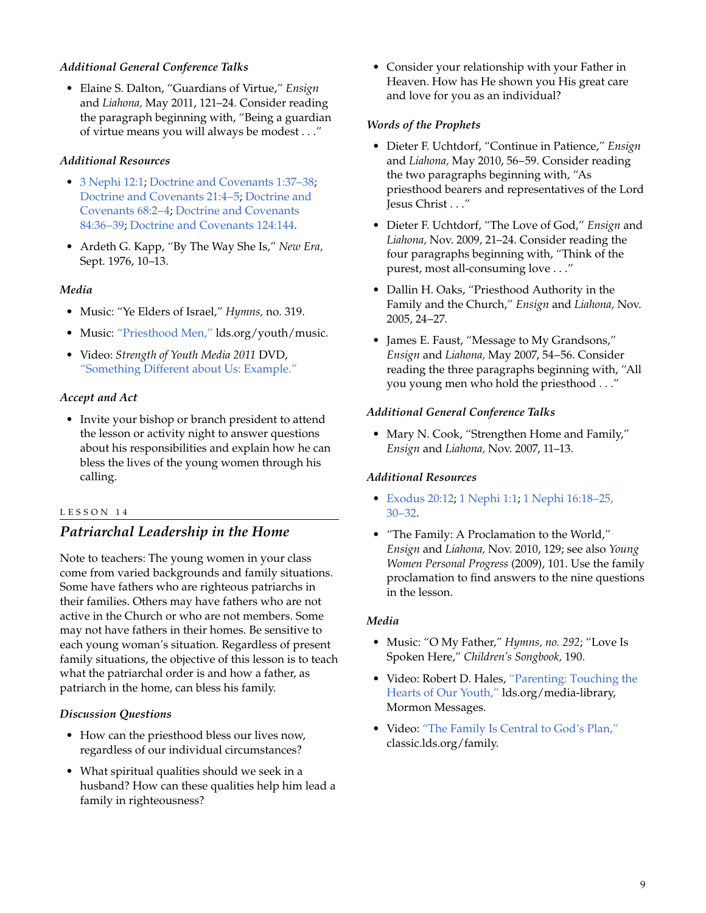*Additional General Conference Talks*

- Elaine S. Dalton, "Guardians of Virtue," *Ensign* and *Liahona,* May 2011, 121–24. Consider reading the paragraph beginning with, "Being a guardian of virtue means you will always be modest . . ."

*Additional Resources*

- 3 Nephi 12:1; Doctrine and Covenants 1:37–38; Doctrine and Covenants 21:4–5; Doctrine and Covenants 68:2–4; Doctrine and Covenants 84:36–39; Doctrine and Covenants 124:144.
- Ardeth G. Kapp, "By The Way She Is," *New Era,* Sept. 1976, 10–13.

*Media*

- Music: "Ye Elders of Israel," *Hymns,* no. 319.
- Music: "Priesthood Men," lds.org/youth/music.
- Video: *Strength of Youth Media 2011* DVD, "Something Different about Us: Example."

*Accept and Act*

- Invite your bishop or branch president to attend the lesson or activity night to answer questions about his responsibilities and explain how he can bless the lives of the young women through his calling.

LESSON 14

## *Patriarchal Leadership in the Home*

Note to teachers: The young women in your class come from varied backgrounds and family situations. Some have fathers who are righteous patriarchs in their families. Others may have fathers who are not active in the Church or who are not members. Some may not have fathers in their homes. Be sensitive to each young woman's situation. Regardless of present family situations, the objective of this lesson is to teach what the patriarchal order is and how a father, as patriarch in the home, can bless his family.

*Discussion Questions*

- How can the priesthood bless our lives now, regardless of our individual circumstances?
- What spiritual qualities should we seek in a husband? How can these qualities help him lead a family in righteousness?
- Consider your relationship with your Father in Heaven. How has He shown you His great care and love for you as an individual?

*Words of the Prophets*

- Dieter F. Uchtdorf, "Continue in Patience," *Ensign* and *Liahona,* May 2010, 56–59. Consider reading the two paragraphs beginning with, "As priesthood bearers and representatives of the Lord Jesus Christ . . ."
- Dieter F. Uchtdorf, "The Love of God," *Ensign* and *Liahona,* Nov. 2009, 21–24. Consider reading the four paragraphs beginning with, "Think of the purest, most all-consuming love . . ."
- Dallin H. Oaks, "Priesthood Authority in the Family and the Church," *Ensign* and *Liahona,* Nov. 2005, 24–27.
- James E. Faust, "Message to My Grandsons," *Ensign* and *Liahona,* May 2007, 54–56. Consider reading the three paragraphs beginning with, "All you young men who hold the priesthood . . ."

*Additional General Conference Talks*

- Mary N. Cook, "Strengthen Home and Family," *Ensign* and *Liahona,* Nov. 2007, 11–13.

*Additional Resources*

- Exodus 20:12; 1 Nephi 1:1; 1 Nephi 16:18–25, 30–32.
- "The Family: A Proclamation to the World," *Ensign* and *Liahona,* Nov. 2010, 129; see also *Young Women Personal Progress* (2009), 101. Use the family proclamation to find answers to the nine questions in the lesson.

*Media*

- Music: "O My Father," *Hymns, no. 292*; "Love Is Spoken Here," *Children's Songbook,* 190.
- Video: Robert D. Hales, "Parenting: Touching the Hearts of Our Youth," lds.org/media-library, Mormon Messages.
- Video: "The Family Is Central to God's Plan," classic.lds.org/family.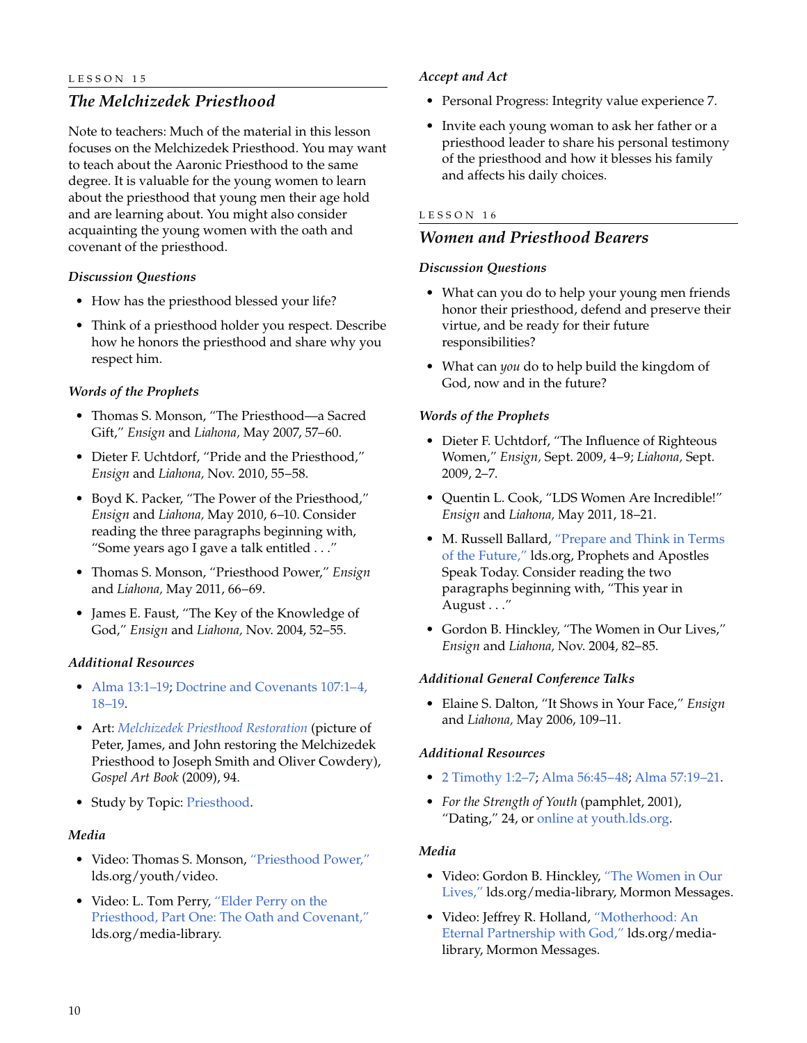LESSON 15

## *The Melchizedek Priesthood*

Note to teachers: Much of the material in this lesson focuses on the Melchizedek Priesthood. You may want to teach about the Aaronic Priesthood to the same degree. It is valuable for the young women to learn about the priesthood that young men their age hold and are learning about. You might also consider acquainting the young women with the oath and covenant of the priesthood.

### *Discussion Questions*

- How has the priesthood blessed your life?
- Think of a priesthood holder you respect. Describe how he honors the priesthood and share why you respect him.

### *Words of the Prophets*

- Thomas S. Monson, "The Priesthood—a Sacred Gift," *Ensign* and *Liahona,* May 2007, 57–60.
- Dieter F. Uchtdorf, "Pride and the Priesthood," *Ensign* and *Liahona,* Nov. 2010, 55–58.
- Boyd K. Packer, "The Power of the Priesthood," *Ensign* and *Liahona,* May 2010, 6–10. Consider reading the three paragraphs beginning with, "Some years ago I gave a talk entitled . . ."
- Thomas S. Monson, "Priesthood Power," *Ensign* and *Liahona,* May 2011, 66–69.
- James E. Faust, "The Key of the Knowledge of God," *Ensign* and *Liahona,* Nov. 2004, 52–55.

### *Additional Resources*

- Alma 13:1–19; Doctrine and Covenants 107:1–4, 18–19.
- Art: *Melchizedek Priesthood Restoration* (picture of Peter, James, and John restoring the Melchizedek Priesthood to Joseph Smith and Oliver Cowdery), *Gospel Art Book* (2009), 94.
- Study by Topic: Priesthood.

### *Media*

- Video: Thomas S. Monson, "Priesthood Power," lds.org/youth/video.
- Video: L. Tom Perry, "Elder Perry on the Priesthood, Part One: The Oath and Covenant," lds.org/media-library.

### *Accept and Act*

- Personal Progress: Integrity value experience 7.
- Invite each young woman to ask her father or a priesthood leader to share his personal testimony of the priesthood and how it blesses his family and affects his daily choices.

LESSON 16

## *Women and Priesthood Bearers*

### *Discussion Questions*

- What can you do to help your young men friends honor their priesthood, defend and preserve their virtue, and be ready for their future responsibilities?
- What can *you* do to help build the kingdom of God, now and in the future?

### *Words of the Prophets*

- Dieter F. Uchtdorf, "The Influence of Righteous Women," *Ensign,* Sept. 2009, 4–9; *Liahona,* Sept. 2009, 2–7.
- Quentin L. Cook, "LDS Women Are Incredible!" *Ensign* and *Liahona,* May 2011, 18–21.
- M. Russell Ballard, "Prepare and Think in Terms of the Future," lds.org, Prophets and Apostles Speak Today. Consider reading the two paragraphs beginning with, "This year in August . . ."
- Gordon B. Hinckley, "The Women in Our Lives," *Ensign* and *Liahona,* Nov. 2004, 82–85.

### *Additional General Conference Talks*

- Elaine S. Dalton, "It Shows in Your Face," *Ensign* and *Liahona,* May 2006, 109–11.

### *Additional Resources*

- 2 Timothy 1:2–7; Alma 56:45–48; Alma 57:19–21.
- *For the Strength of Youth* (pamphlet, 2001), "Dating," 24, or online at youth.lds.org.

### *Media*

- Video: Gordon B. Hinckley, "The Women in Our Lives," lds.org/media-library, Mormon Messages.
- Video: Jeffrey R. Holland, "Motherhood: An Eternal Partnership with God," lds.org/media-library, Mormon Messages.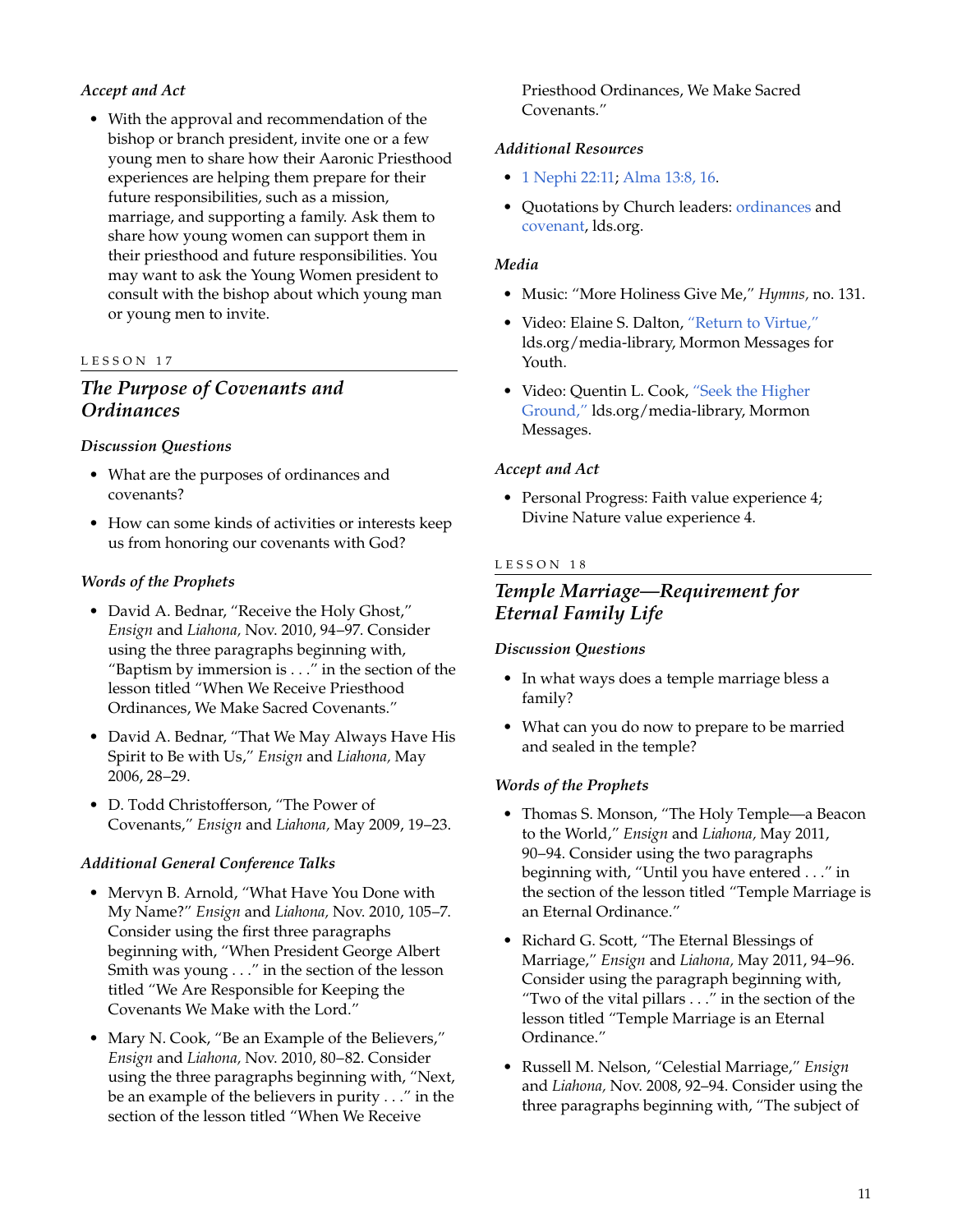*Accept and Act*

- With the approval and recommendation of the bishop or branch president, invite one or a few young men to share how their Aaronic Priesthood experiences are helping them prepare for their future responsibilities, such as a mission, marriage, and supporting a family. Ask them to share how young women can support them in their priesthood and future responsibilities. You may want to ask the Young Women president to consult with the bishop about which young man or young men to invite.

LESSON 17

## *The Purpose of Covenants and Ordinances*

*Discussion Questions*

- What are the purposes of ordinances and covenants?
- How can some kinds of activities or interests keep us from honoring our covenants with God?

*Words of the Prophets*

- David A. Bednar, "Receive the Holy Ghost," *Ensign* and *Liahona,* Nov. 2010, 94–97. Consider using the three paragraphs beginning with, "Baptism by immersion is . . ." in the section of the lesson titled "When We Receive Priesthood Ordinances, We Make Sacred Covenants."
- David A. Bednar, "That We May Always Have His Spirit to Be with Us," *Ensign* and *Liahona,* May 2006, 28–29.
- D. Todd Christofferson, "The Power of Covenants," *Ensign* and *Liahona,* May 2009, 19–23.

*Additional General Conference Talks*

- Mervyn B. Arnold, "What Have You Done with My Name?" *Ensign* and *Liahona,* Nov. 2010, 105–7. Consider using the first three paragraphs beginning with, "When President George Albert Smith was young . . ." in the section of the lesson titled "We Are Responsible for Keeping the Covenants We Make with the Lord."
- Mary N. Cook, "Be an Example of the Believers," *Ensign* and *Liahona,* Nov. 2010, 80–82. Consider using the three paragraphs beginning with, "Next, be an example of the believers in purity . . ." in the section of the lesson titled "When We Receive Priesthood Ordinances, We Make Sacred Covenants."

*Additional Resources*

- 1 Nephi 22:11; Alma 13:8, 16.
- Quotations by Church leaders: ordinances and covenant, lds.org.

*Media*

- Music: "More Holiness Give Me," *Hymns,* no. 131.
- Video: Elaine S. Dalton, "Return to Virtue," lds.org/media-library, Mormon Messages for Youth.
- Video: Quentin L. Cook, "Seek the Higher Ground," lds.org/media-library, Mormon Messages.

*Accept and Act*

- Personal Progress: Faith value experience 4; Divine Nature value experience 4.

LESSON 18

## *Temple Marriage—Requirement for Eternal Family Life*

*Discussion Questions*

- In what ways does a temple marriage bless a family?
- What can you do now to prepare to be married and sealed in the temple?

*Words of the Prophets*

- Thomas S. Monson, "The Holy Temple—a Beacon to the World," *Ensign* and *Liahona,* May 2011, 90–94. Consider using the two paragraphs beginning with, "Until you have entered . . ." in the section of the lesson titled "Temple Marriage is an Eternal Ordinance."
- Richard G. Scott, "The Eternal Blessings of Marriage," *Ensign* and *Liahona,* May 2011, 94–96. Consider using the paragraph beginning with, "Two of the vital pillars . . ." in the section of the lesson titled "Temple Marriage is an Eternal Ordinance."
- Russell M. Nelson, "Celestial Marriage," *Ensign* and *Liahona,* Nov. 2008, 92–94. Consider using the three paragraphs beginning with, "The subject of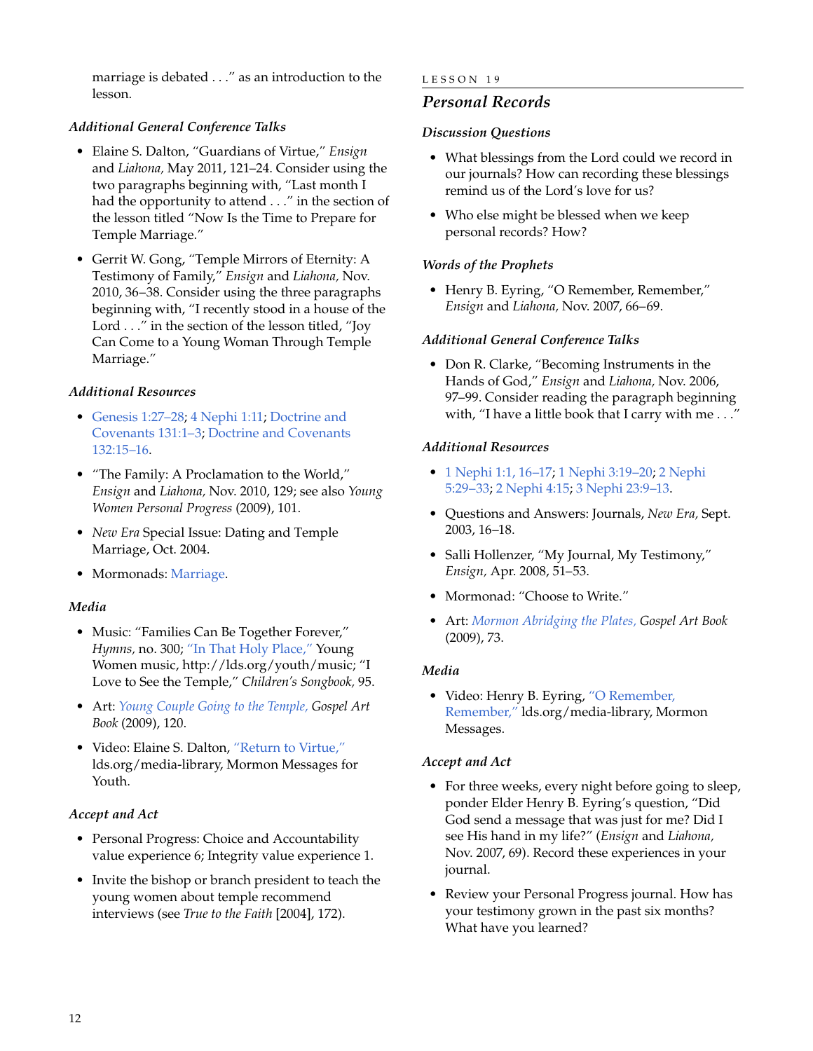marriage is debated . . ." as an introduction to the lesson.

### *Additional General Conference Talks*

- Elaine S. Dalton, "Guardians of Virtue," *Ensign* and *Liahona,* May 2011, 121–24. Consider using the two paragraphs beginning with, "Last month I had the opportunity to attend . . ." in the section of the lesson titled "Now Is the Time to Prepare for Temple Marriage."
- Gerrit W. Gong, "Temple Mirrors of Eternity: A Testimony of Family," *Ensign* and *Liahona,* Nov. 2010, 36–38. Consider using the three paragraphs beginning with, "I recently stood in a house of the Lord . . ." in the section of the lesson titled, "Joy Can Come to a Young Woman Through Temple Marriage."

### *Additional Resources*

- Genesis 1:27–28; 4 Nephi 1:11; Doctrine and Covenants 131:1–3; Doctrine and Covenants 132:15–16.
- "The Family: A Proclamation to the World," *Ensign* and *Liahona,* Nov. 2010, 129; see also *Young Women Personal Progress* (2009), 101.
- *New Era* Special Issue: Dating and Temple Marriage, Oct. 2004.
- Mormonads: Marriage.

### *Media*

- Music: "Families Can Be Together Forever," *Hymns,* no. 300; "In That Holy Place," Young Women music, http://lds.org/youth/music; "I Love to See the Temple," *Children's Songbook,* 95.
- Art: *Young Couple Going to the Temple, Gospel Art Book* (2009), 120.
- Video: Elaine S. Dalton, "Return to Virtue," lds.org/media-library, Mormon Messages for Youth.

### *Accept and Act*

- Personal Progress: Choice and Accountability value experience 6; Integrity value experience 1.
- Invite the bishop or branch president to teach the young women about temple recommend interviews (see *True to the Faith* [2004], 172).

LESSON 19

## *Personal Records*

### *Discussion Questions*

- What blessings from the Lord could we record in our journals? How can recording these blessings remind us of the Lord's love for us?
- Who else might be blessed when we keep personal records? How?

### *Words of the Prophets*

- Henry B. Eyring, "O Remember, Remember," *Ensign* and *Liahona,* Nov. 2007, 66–69.

### *Additional General Conference Talks*

- Don R. Clarke, "Becoming Instruments in the Hands of God," *Ensign* and *Liahona,* Nov. 2006, 97–99. Consider reading the paragraph beginning with, "I have a little book that I carry with me . . ."

### *Additional Resources*

- 1 Nephi 1:1, 16–17; 1 Nephi 3:19–20; 2 Nephi 5:29–33; 2 Nephi 4:15; 3 Nephi 23:9–13.
- Questions and Answers: Journals, *New Era,* Sept. 2003, 16–18.
- Salli Hollenzer, "My Journal, My Testimony," *Ensign,* Apr. 2008, 51–53.
- Mormonad: "Choose to Write."
- Art: *Mormon Abridging the Plates, Gospel Art Book* (2009), 73.

### *Media*

- Video: Henry B. Eyring, "O Remember, Remember," lds.org/media-library, Mormon Messages.

### *Accept and Act*

- For three weeks, every night before going to sleep, ponder Elder Henry B. Eyring's question, "Did God send a message that was just for me? Did I see His hand in my life?" (*Ensign* and *Liahona,* Nov. 2007, 69). Record these experiences in your journal.
- Review your Personal Progress journal. How has your testimony grown in the past six months? What have you learned?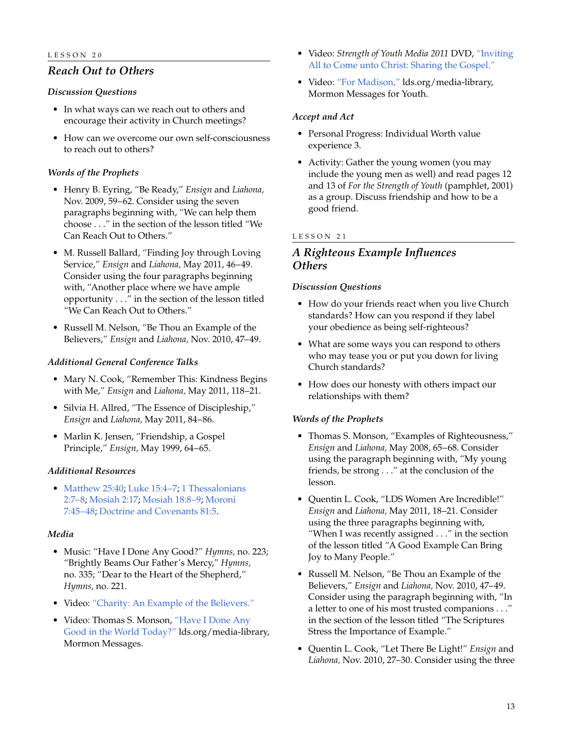LESSON 20

## *Reach Out to Others*

### *Discussion Questions*

- In what ways can we reach out to others and encourage their activity in Church meetings?
- How can we overcome our own self-consciousness to reach out to others?

### *Words of the Prophets*

- Henry B. Eyring, "Be Ready," *Ensign* and *Liahona,* Nov. 2009, 59–62. Consider using the seven paragraphs beginning with, "We can help them choose . . ." in the section of the lesson titled "We Can Reach Out to Others."
- M. Russell Ballard, "Finding Joy through Loving Service," *Ensign* and *Liahona,* May 2011, 46–49. Consider using the four paragraphs beginning with, "Another place where we have ample opportunity . . ." in the section of the lesson titled "We Can Reach Out to Others."
- Russell M. Nelson, "Be Thou an Example of the Believers," *Ensign* and *Liahona,* Nov. 2010, 47–49.

### *Additional General Conference Talks*

- Mary N. Cook, "Remember This: Kindness Begins with Me," *Ensign* and *Liahona,* May 2011, 118–21.
- Silvia H. Allred, "The Essence of Discipleship," *Ensign* and *Liahona,* May 2011, 84–86.
- Marlin K. Jensen, "Friendship, a Gospel Principle," *Ensign,* May 1999, 64–65.

### *Additional Resources*

- Matthew 25:40; Luke 15:4–7; 1 Thessalonians 2:7–8; Mosiah 2:17; Mosiah 18:8–9; Moroni 7:45–48; Doctrine and Covenants 81:5.

### *Media*

- Music: "Have I Done Any Good?" *Hymns,* no. 223; "Brightly Beams Our Father's Mercy," *Hymns,* no. 335; "Dear to the Heart of the Shepherd," *Hymns,* no. 221.
- Video: "Charity: An Example of the Believers."
- Video: Thomas S. Monson, "Have I Done Any Good in the World Today?" lds.org/media-library, Mormon Messages.
- Video: *Strength of Youth Media 2011* DVD, "Inviting All to Come unto Christ: Sharing the Gospel."
- Video: "For Madison," lds.org/media-library, Mormon Messages for Youth.

### *Accept and Act*

- Personal Progress: Individual Worth value experience 3.
- Activity: Gather the young women (you may include the young men as well) and read pages 12 and 13 of *For the Strength of Youth* (pamphlet, 2001) as a group. Discuss friendship and how to be a good friend.

LESSON 21

## *A Righteous Example Influences Others*

### *Discussion Questions*

- How do your friends react when you live Church standards? How can you respond if they label your obedience as being self-righteous?
- What are some ways you can respond to others who may tease you or put you down for living Church standards?
- How does our honesty with others impact our relationships with them?

### *Words of the Prophets*

- Thomas S. Monson, "Examples of Righteousness," *Ensign* and *Liahona,* May 2008, 65–68. Consider using the paragraph beginning with, "My young friends, be strong . . ." at the conclusion of the lesson.
- Quentin L. Cook, "LDS Women Are Incredible!" *Ensign* and *Liahona,* May 2011, 18–21. Consider using the three paragraphs beginning with, "When I was recently assigned . . ." in the section of the lesson titled "A Good Example Can Bring Joy to Many People."
- Russell M. Nelson, "Be Thou an Example of the Believers," *Ensign* and *Liahona,* Nov. 2010, 47–49. Consider using the paragraph beginning with, "In a letter to one of his most trusted companions . . ." in the section of the lesson titled "The Scriptures Stress the Importance of Example."
- Quentin L. Cook, "Let There Be Light!" *Ensign* and *Liahona,* Nov. 2010, 27–30. Consider using the three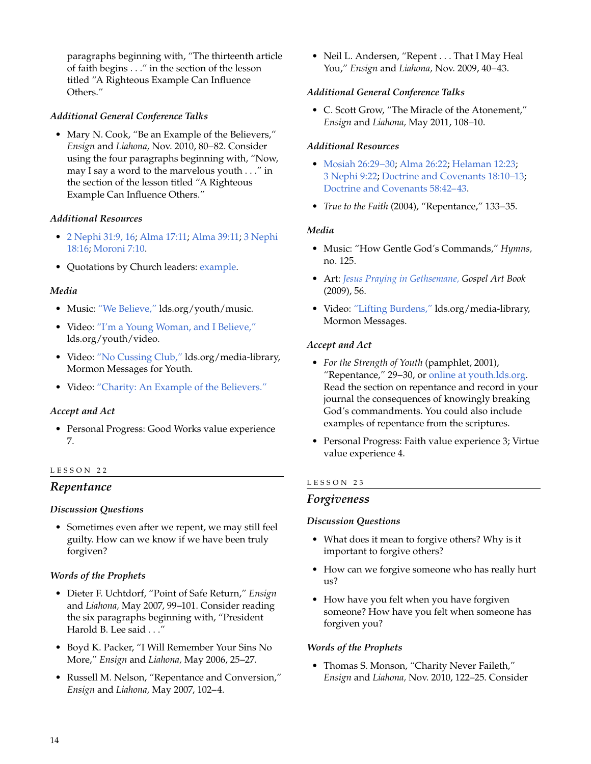paragraphs beginning with, "The thirteenth article of faith begins . . ." in the section of the lesson titled "A Righteous Example Can Influence Others."

### *Additional General Conference Talks*

- Mary N. Cook, "Be an Example of the Believers," *Ensign* and *Liahona,* Nov. 2010, 80–82. Consider using the four paragraphs beginning with, "Now, may I say a word to the marvelous youth . . ." in the section of the lesson titled "A Righteous Example Can Influence Others."

### *Additional Resources*

- 2 Nephi 31:9, 16; Alma 17:11; Alma 39:11; 3 Nephi 18:16; Moroni 7:10.
- Quotations by Church leaders: example.

### *Media*

- Music: "We Believe," lds.org/youth/music.
- Video: "I'm a Young Woman, and I Believe," lds.org/youth/video.
- Video: "No Cussing Club," lds.org/media-library, Mormon Messages for Youth.
- Video: "Charity: An Example of the Believers."

### *Accept and Act*

- Personal Progress: Good Works value experience 7.

LESSON 22

## *Repentance*

### *Discussion Questions*

- Sometimes even after we repent, we may still feel guilty. How can we know if we have been truly forgiven?

### *Words of the Prophets*

- Dieter F. Uchtdorf, "Point of Safe Return," *Ensign* and *Liahona,* May 2007, 99–101. Consider reading the six paragraphs beginning with, "President Harold B. Lee said . . ."
- Boyd K. Packer, "I Will Remember Your Sins No More," *Ensign* and *Liahona,* May 2006, 25–27.
- Russell M. Nelson, "Repentance and Conversion," *Ensign* and *Liahona,* May 2007, 102–4.
- Neil L. Andersen, "Repent . . . That I May Heal You," *Ensign* and *Liahona,* Nov. 2009, 40–43.

### *Additional General Conference Talks*

- C. Scott Grow, "The Miracle of the Atonement," *Ensign* and *Liahona,* May 2011, 108–10.

### *Additional Resources*

- Mosiah 26:29–30; Alma 26:22; Helaman 12:23; 3 Nephi 9:22; Doctrine and Covenants 18:10–13; Doctrine and Covenants 58:42–43.
- *True to the Faith* (2004), "Repentance," 133–35.

### *Media*

- Music: "How Gentle God's Commands," *Hymns,* no. 125.
- Art: *Jesus Praying in Gethsemane, Gospel Art Book* (2009), 56.
- Video: "Lifting Burdens," lds.org/media-library, Mormon Messages.

### *Accept and Act*

- *For the Strength of Youth* (pamphlet, 2001), "Repentance," 29–30, or online at youth.lds.org. Read the section on repentance and record in your journal the consequences of knowingly breaking God's commandments. You could also include examples of repentance from the scriptures.
- Personal Progress: Faith value experience 3; Virtue value experience 4.

LESSON 23

## *Forgiveness*

### *Discussion Questions*

- What does it mean to forgive others? Why is it important to forgive others?
- How can we forgive someone who has really hurt us?
- How have you felt when you have forgiven someone? How have you felt when someone has forgiven you?

### *Words of the Prophets*

- Thomas S. Monson, "Charity Never Faileth," *Ensign* and *Liahona,* Nov. 2010, 122–25. Consider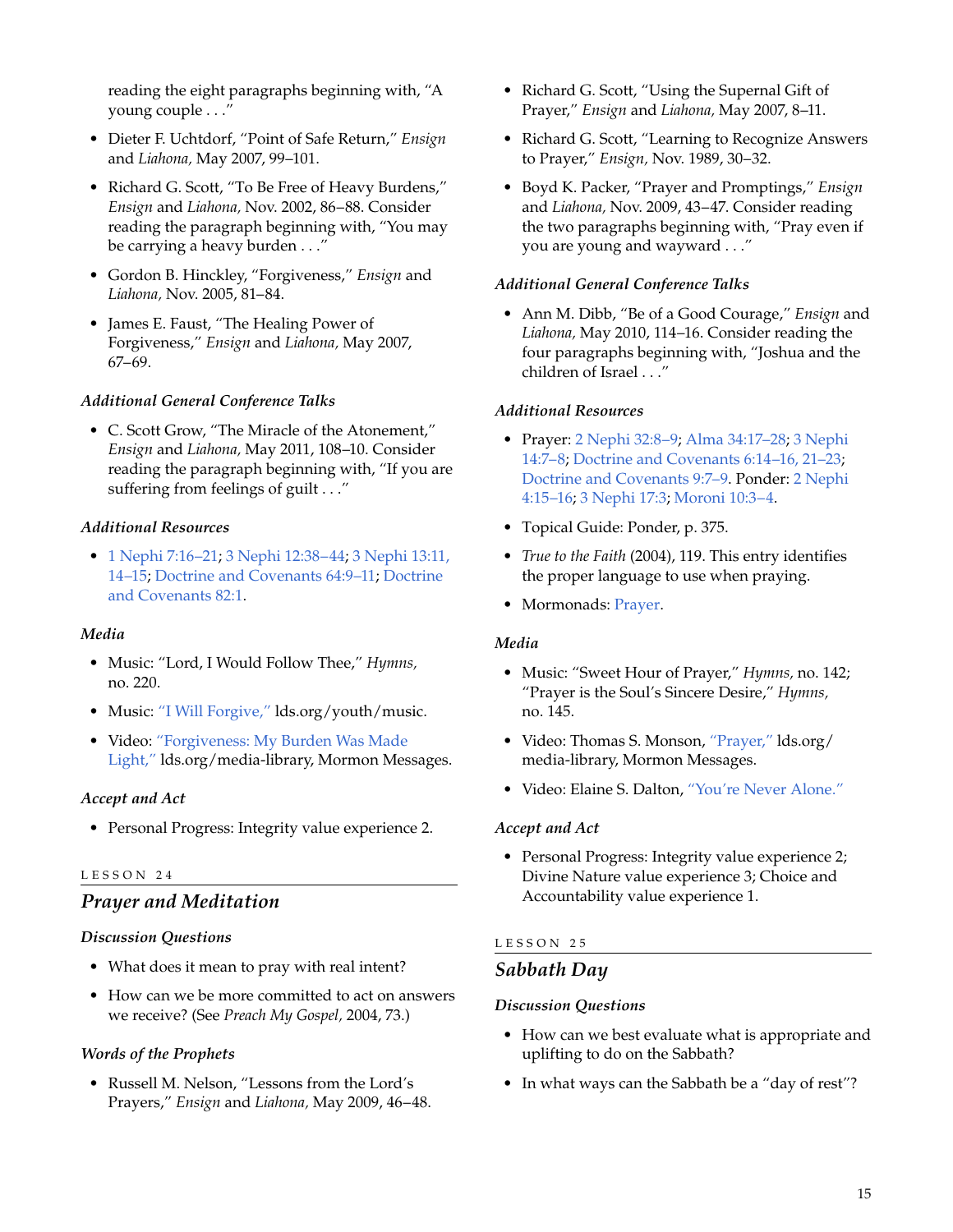reading the eight paragraphs beginning with, "A young couple . . ."

- Dieter F. Uchtdorf, "Point of Safe Return," *Ensign* and *Liahona,* May 2007, 99–101.
- Richard G. Scott, "To Be Free of Heavy Burdens," *Ensign* and *Liahona,* Nov. 2002, 86–88. Consider reading the paragraph beginning with, "You may be carrying a heavy burden . . ."
- Gordon B. Hinckley, "Forgiveness," *Ensign* and *Liahona,* Nov. 2005, 81–84.
- James E. Faust, "The Healing Power of Forgiveness," *Ensign* and *Liahona,* May 2007, 67–69.

### *Additional General Conference Talks*

- C. Scott Grow, "The Miracle of the Atonement," *Ensign* and *Liahona,* May 2011, 108–10. Consider reading the paragraph beginning with, "If you are suffering from feelings of guilt . . ."

### *Additional Resources*

- 1 Nephi 7:16–21; 3 Nephi 12:38–44; 3 Nephi 13:11, 14–15; Doctrine and Covenants 64:9–11; Doctrine and Covenants 82:1.

### *Media*

- Music: "Lord, I Would Follow Thee," *Hymns,* no. 220.
- Music: "I Will Forgive," lds.org/youth/music.
- Video: "Forgiveness: My Burden Was Made Light," lds.org/media-library, Mormon Messages.

### *Accept and Act*

- Personal Progress: Integrity value experience 2.

LESSON 24

## *Prayer and Meditation*

### *Discussion Questions*

- What does it mean to pray with real intent?
- How can we be more committed to act on answers we receive? (See *Preach My Gospel,* 2004, 73.)

### *Words of the Prophets*

- Russell M. Nelson, "Lessons from the Lord's Prayers," *Ensign* and *Liahona,* May 2009, 46–48.
- Richard G. Scott, "Using the Supernal Gift of Prayer," *Ensign* and *Liahona,* May 2007, 8–11.
- Richard G. Scott, "Learning to Recognize Answers to Prayer," *Ensign,* Nov. 1989, 30–32.
- Boyd K. Packer, "Prayer and Promptings," *Ensign* and *Liahona,* Nov. 2009, 43–47. Consider reading the two paragraphs beginning with, "Pray even if you are young and wayward . . ."

### *Additional General Conference Talks*

- Ann M. Dibb, "Be of a Good Courage," *Ensign* and *Liahona,* May 2010, 114–16. Consider reading the four paragraphs beginning with, "Joshua and the children of Israel . . ."

### *Additional Resources*

- Prayer: 2 Nephi 32:8–9; Alma 34:17–28; 3 Nephi 14:7–8; Doctrine and Covenants 6:14–16, 21–23; Doctrine and Covenants 9:7–9. Ponder: 2 Nephi 4:15–16; 3 Nephi 17:3; Moroni 10:3–4.
- Topical Guide: Ponder, p. 375.
- *True to the Faith* (2004), 119. This entry identifies the proper language to use when praying.
- Mormonads: Prayer.

### *Media*

- Music: "Sweet Hour of Prayer," *Hymns,* no. 142; "Prayer is the Soul's Sincere Desire," *Hymns,* no. 145.
- Video: Thomas S. Monson, "Prayer," lds.org/media-library, Mormon Messages.
- Video: Elaine S. Dalton, "You're Never Alone."

### *Accept and Act*

- Personal Progress: Integrity value experience 2; Divine Nature value experience 3; Choice and Accountability value experience 1.

LESSON 25

## *Sabbath Day*

### *Discussion Questions*

- How can we best evaluate what is appropriate and uplifting to do on the Sabbath?
- In what ways can the Sabbath be a "day of rest"?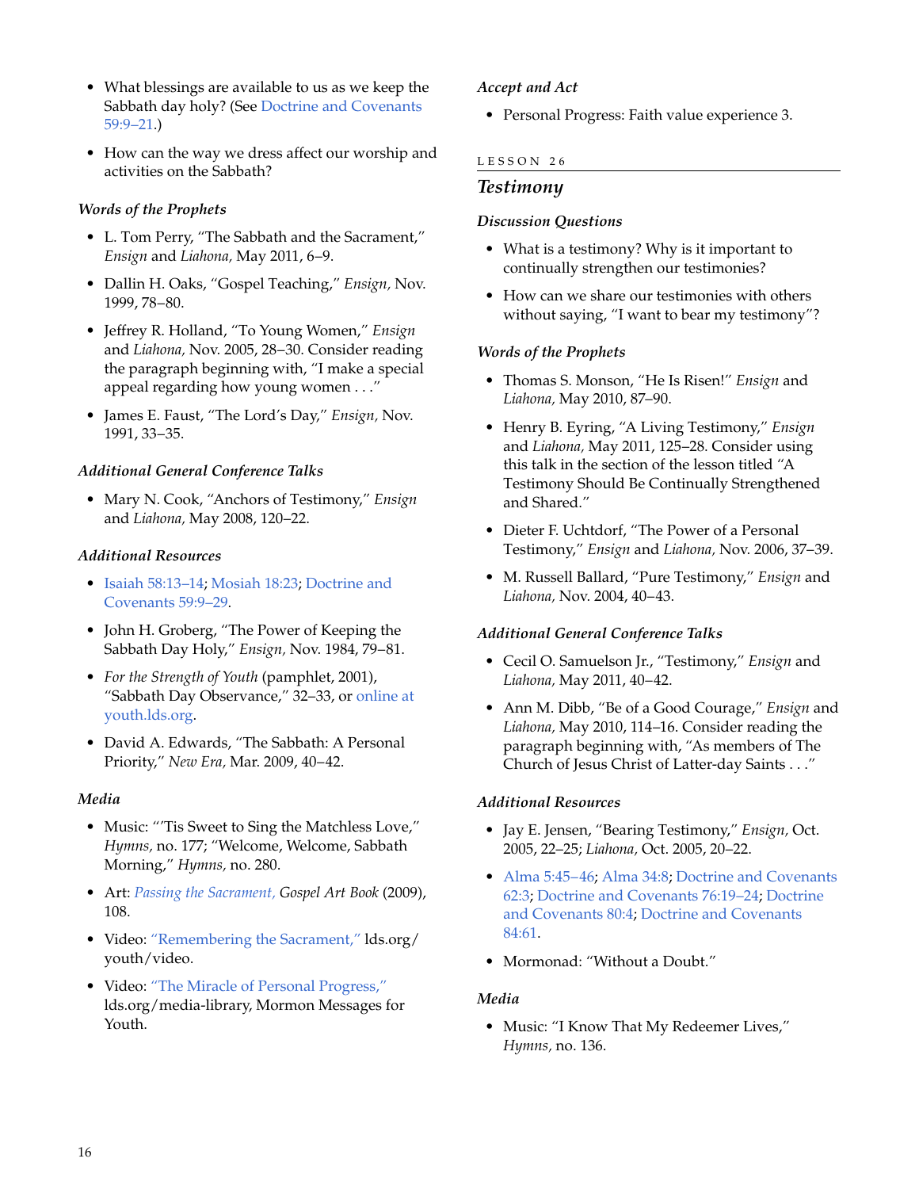- What blessings are available to us as we keep the Sabbath day holy? (See Doctrine and Covenants 59:9–21.)
- How can the way we dress affect our worship and activities on the Sabbath?

### *Words of the Prophets*

- L. Tom Perry, "The Sabbath and the Sacrament," *Ensign* and *Liahona,* May 2011, 6–9.
- Dallin H. Oaks, "Gospel Teaching," *Ensign*, Nov. 1999, 78–80.
- Jeffrey R. Holland, "To Young Women," *Ensign* and *Liahona,* Nov. 2005, 28–30. Consider reading the paragraph beginning with, "I make a special appeal regarding how young women . . ."
- James E. Faust, "The Lord's Day," *Ensign*, Nov. 1991, 33–35.

### *Additional General Conference Talks*

- Mary N. Cook, "Anchors of Testimony," *Ensign* and *Liahona,* May 2008, 120–22.

### *Additional Resources*

- Isaiah 58:13–14; Mosiah 18:23; Doctrine and Covenants 59:9–29.
- John H. Groberg, "The Power of Keeping the Sabbath Day Holy," *Ensign,* Nov. 1984, 79–81.
- *For the Strength of Youth* (pamphlet, 2001), "Sabbath Day Observance," 32–33, or online at youth.lds.org.
- David A. Edwards, "The Sabbath: A Personal Priority," *New Era,* Mar. 2009, 40–42.

### *Media*

- Music: "'Tis Sweet to Sing the Matchless Love," *Hymns,* no. 177; "Welcome, Welcome, Sabbath Morning," *Hymns,* no. 280.
- Art: *Passing the Sacrament, Gospel Art Book* (2009), 108.
- Video: "Remembering the Sacrament," lds.org/youth/video.
- Video: "The Miracle of Personal Progress," lds.org/media-library, Mormon Messages for Youth.

### *Accept and Act*

- Personal Progress: Faith value experience 3.

LESSON 26

## *Testimony*

### *Discussion Questions*

- What is a testimony? Why is it important to continually strengthen our testimonies?
- How can we share our testimonies with others without saying, "I want to bear my testimony"?

### *Words of the Prophets*

- Thomas S. Monson, "He Is Risen!" *Ensign* and *Liahona,* May 2010, 87–90.
- Henry B. Eyring, "A Living Testimony," *Ensign* and *Liahona,* May 2011, 125–28. Consider using this talk in the section of the lesson titled "A Testimony Should Be Continually Strengthened and Shared."
- Dieter F. Uchtdorf, "The Power of a Personal Testimony," *Ensign* and *Liahona,* Nov. 2006, 37–39.
- M. Russell Ballard, "Pure Testimony," *Ensign* and *Liahona,* Nov. 2004, 40–43.

### *Additional General Conference Talks*

- Cecil O. Samuelson Jr., "Testimony," *Ensign* and *Liahona,* May 2011, 40–42.
- Ann M. Dibb, "Be of a Good Courage," *Ensign* and *Liahona,* May 2010, 114–16. Consider reading the paragraph beginning with, "As members of The Church of Jesus Christ of Latter-day Saints . . ."

### *Additional Resources*

- Jay E. Jensen, "Bearing Testimony," *Ensign,* Oct. 2005, 22–25; *Liahona,* Oct. 2005, 20–22.
- Alma 5:45–46; Alma 34:8; Doctrine and Covenants 62:3; Doctrine and Covenants 76:19–24; Doctrine and Covenants 80:4; Doctrine and Covenants 84:61.
- Mormonad: "Without a Doubt."

### *Media*

- Music: "I Know That My Redeemer Lives," *Hymns,* no. 136.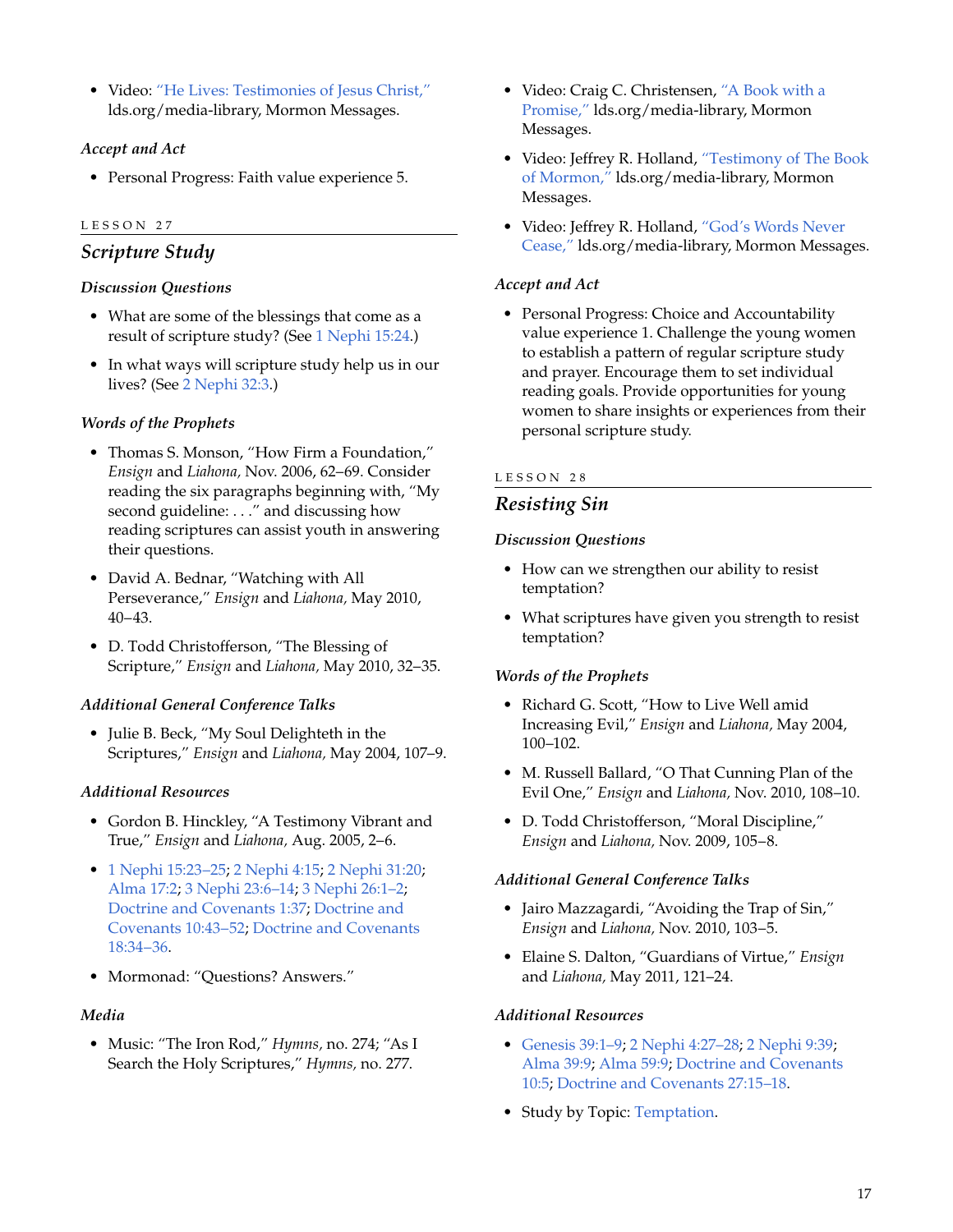- Video: "He Lives: Testimonies of Jesus Christ," lds.org/media-library, Mormon Messages.

### *Accept and Act*

- Personal Progress: Faith value experience 5.

LESSON 27

## *Scripture Study*

### *Discussion Questions*

- What are some of the blessings that come as a result of scripture study? (See 1 Nephi 15:24.)
- In what ways will scripture study help us in our lives? (See 2 Nephi 32:3.)

### *Words of the Prophets*

- Thomas S. Monson, "How Firm a Foundation," *Ensign* and *Liahona,* Nov. 2006, 62–69. Consider reading the six paragraphs beginning with, "My second guideline: . . ." and discussing how reading scriptures can assist youth in answering their questions.
- David A. Bednar, "Watching with All Perseverance," *Ensign* and *Liahona,* May 2010, 40–43.
- D. Todd Christofferson, "The Blessing of Scripture," *Ensign* and *Liahona,* May 2010, 32–35.

### *Additional General Conference Talks*

- Julie B. Beck, "My Soul Delighteth in the Scriptures," *Ensign* and *Liahona,* May 2004, 107–9.

### *Additional Resources*

- Gordon B. Hinckley, "A Testimony Vibrant and True," *Ensign* and *Liahona,* Aug. 2005, 2–6.
- 1 Nephi 15:23–25; 2 Nephi 4:15; 2 Nephi 31:20; Alma 17:2; 3 Nephi 23:6–14; 3 Nephi 26:1–2; Doctrine and Covenants 1:37; Doctrine and Covenants 10:43–52; Doctrine and Covenants 18:34–36.
- Mormonad: "Questions? Answers."

### *Media*

- Music: "The Iron Rod," *Hymns,* no. 274; "As I Search the Holy Scriptures," *Hymns,* no. 277.
- Video: Craig C. Christensen, "A Book with a Promise," lds.org/media-library, Mormon Messages.
- Video: Jeffrey R. Holland, "Testimony of The Book of Mormon," lds.org/media-library, Mormon Messages.
- Video: Jeffrey R. Holland, "God's Words Never Cease," lds.org/media-library, Mormon Messages.

### *Accept and Act*

- Personal Progress: Choice and Accountability value experience 1. Challenge the young women to establish a pattern of regular scripture study and prayer. Encourage them to set individual reading goals. Provide opportunities for young women to share insights or experiences from their personal scripture study.

LESSON 28

## *Resisting Sin*

### *Discussion Questions*

- How can we strengthen our ability to resist temptation?
- What scriptures have given you strength to resist temptation?

### *Words of the Prophets*

- Richard G. Scott, "How to Live Well amid Increasing Evil," *Ensign* and *Liahona,* May 2004, 100–102.
- M. Russell Ballard, "O That Cunning Plan of the Evil One," *Ensign* and *Liahona,* Nov. 2010, 108–10.
- D. Todd Christofferson, "Moral Discipline," *Ensign* and *Liahona,* Nov. 2009, 105–8.

### *Additional General Conference Talks*

- Jairo Mazzagardi, "Avoiding the Trap of Sin," *Ensign* and *Liahona,* Nov. 2010, 103–5.
- Elaine S. Dalton, "Guardians of Virtue," *Ensign* and *Liahona,* May 2011, 121–24.

### *Additional Resources*

- Genesis 39:1–9; 2 Nephi 4:27–28; 2 Nephi 9:39; Alma 39:9; Alma 59:9; Doctrine and Covenants 10:5; Doctrine and Covenants 27:15–18.
- Study by Topic: Temptation.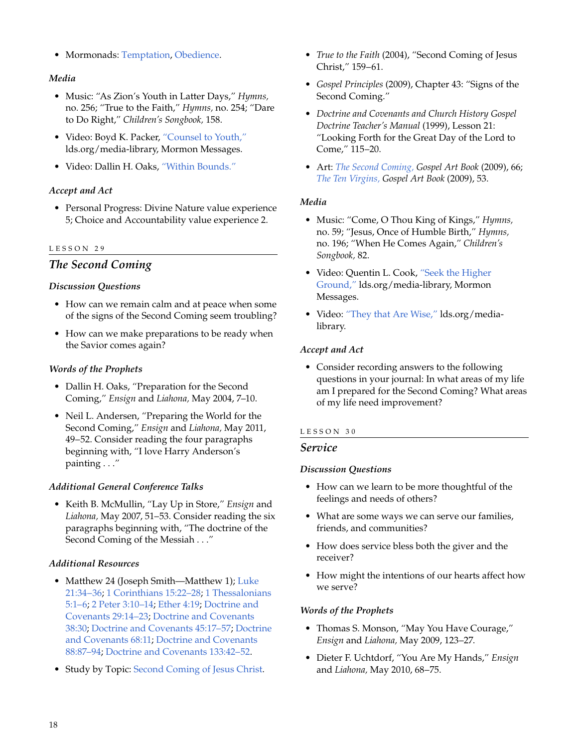- Mormonads: Temptation, Obedience.

### *Media*

- Music: "As Zion's Youth in Latter Days," *Hymns,* no. 256; "True to the Faith," *Hymns,* no. 254; "Dare to Do Right," *Children's Songbook,* 158.
- Video: Boyd K. Packer, "Counsel to Youth," lds.org/media-library, Mormon Messages.
- Video: Dallin H. Oaks, "Within Bounds."

### *Accept and Act*

- Personal Progress: Divine Nature value experience 5; Choice and Accountability value experience 2.

LESSON 29

## *The Second Coming*

### *Discussion Questions*

- How can we remain calm and at peace when some of the signs of the Second Coming seem troubling?
- How can we make preparations to be ready when the Savior comes again?

### *Words of the Prophets*

- Dallin H. Oaks, "Preparation for the Second Coming," *Ensign* and *Liahona,* May 2004, 7–10.
- Neil L. Andersen, "Preparing the World for the Second Coming," *Ensign* and *Liahona,* May 2011, 49–52. Consider reading the four paragraphs beginning with, "I love Harry Anderson's painting . . ."

### *Additional General Conference Talks*

- Keith B. McMullin, "Lay Up in Store," *Ensign* and *Liahona,* May 2007, 51–53. Consider reading the six paragraphs beginning with, "The doctrine of the Second Coming of the Messiah . . ."

### *Additional Resources*

- Matthew 24 (Joseph Smith—Matthew 1); Luke 21:34–36; 1 Corinthians 15:22–28; 1 Thessalonians 5:1–6; 2 Peter 3:10–14; Ether 4:19; Doctrine and Covenants 29:14–23; Doctrine and Covenants 38:30; Doctrine and Covenants 45:17–57; Doctrine and Covenants 68:11; Doctrine and Covenants 88:87–94; Doctrine and Covenants 133:42–52.
- Study by Topic: Second Coming of Jesus Christ.
- *True to the Faith* (2004), "Second Coming of Jesus Christ," 159–61.
- *Gospel Principles* (2009), Chapter 43: "Signs of the Second Coming."
- *Doctrine and Covenants and Church History Gospel Doctrine Teacher's Manual* (1999), Lesson 21: "Looking Forth for the Great Day of the Lord to Come," 115–20.
- Art: *The Second Coming, Gospel Art Book* (2009), 66; *The Ten Virgins, Gospel Art Book* (2009), 53.

### *Media*

- Music: "Come, O Thou King of Kings," *Hymns,* no. 59; "Jesus, Once of Humble Birth," *Hymns,* no. 196; "When He Comes Again," *Children's Songbook,* 82.
- Video: Quentin L. Cook, "Seek the Higher Ground," lds.org/media-library, Mormon Messages.
- Video: "They that Are Wise," lds.org/media-library.

### *Accept and Act*

- Consider recording answers to the following questions in your journal: In what areas of my life am I prepared for the Second Coming? What areas of my life need improvement?

LESSON 30

## *Service*

### *Discussion Questions*

- How can we learn to be more thoughtful of the feelings and needs of others?
- What are some ways we can serve our families, friends, and communities?
- How does service bless both the giver and the receiver?
- How might the intentions of our hearts affect how we serve?

### *Words of the Prophets*

- Thomas S. Monson, "May You Have Courage," *Ensign* and *Liahona,* May 2009, 123–27.
- Dieter F. Uchtdorf, "You Are My Hands," *Ensign* and *Liahona,* May 2010, 68–75.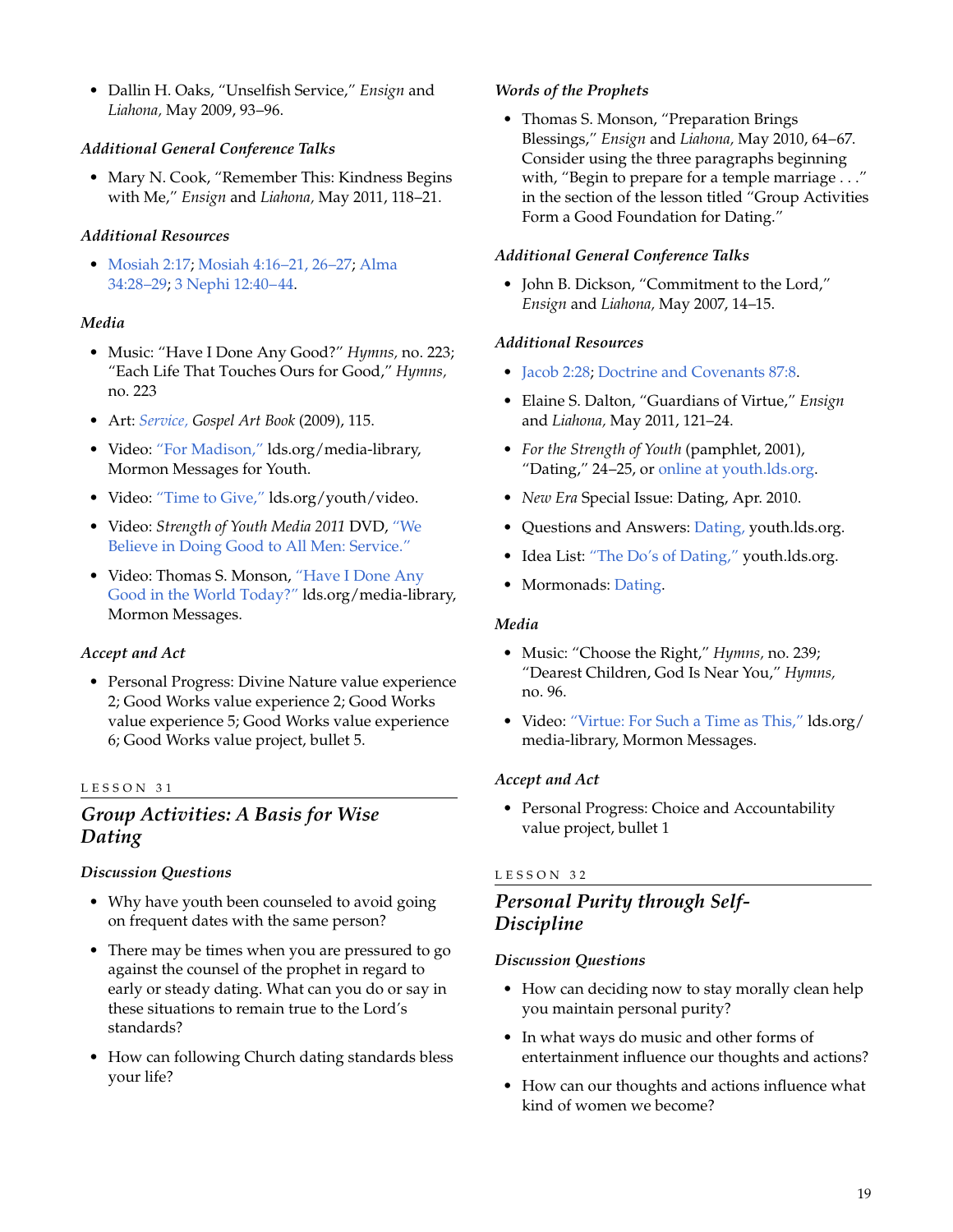- Dallin H. Oaks, "Unselfish Service," *Ensign* and *Liahona,* May 2009, 93–96.

### *Additional General Conference Talks*

- Mary N. Cook, "Remember This: Kindness Begins with Me," *Ensign* and *Liahona,* May 2011, 118–21.

### *Additional Resources*

- Mosiah 2:17; Mosiah 4:16–21, 26–27; Alma 34:28–29; 3 Nephi 12:40–44.

### *Media*

- Music: "Have I Done Any Good?" *Hymns,* no. 223; "Each Life That Touches Ours for Good," *Hymns,* no. 223
- Art: *Service, Gospel Art Book* (2009), 115.
- Video: "For Madison," lds.org/media-library, Mormon Messages for Youth.
- Video: "Time to Give," lds.org/youth/video.
- Video: *Strength of Youth Media 2011* DVD, "We Believe in Doing Good to All Men: Service."
- Video: Thomas S. Monson, "Have I Done Any Good in the World Today?" lds.org/media-library, Mormon Messages.

### *Accept and Act*

- Personal Progress: Divine Nature value experience 2; Good Works value experience 2; Good Works value experience 5; Good Works value experience 6; Good Works value project, bullet 5.

LESSON 31

## *Group Activities: A Basis for Wise Dating*

### *Discussion Questions*

- Why have youth been counseled to avoid going on frequent dates with the same person?
- There may be times when you are pressured to go against the counsel of the prophet in regard to early or steady dating. What can you do or say in these situations to remain true to the Lord's standards?
- How can following Church dating standards bless your life?

### *Words of the Prophets*

- Thomas S. Monson, "Preparation Brings Blessings," *Ensign* and *Liahona,* May 2010, 64–67. Consider using the three paragraphs beginning with, "Begin to prepare for a temple marriage . . ." in the section of the lesson titled "Group Activities Form a Good Foundation for Dating."

### *Additional General Conference Talks*

- John B. Dickson, "Commitment to the Lord," *Ensign* and *Liahona,* May 2007, 14–15.

### *Additional Resources*

- Jacob 2:28; Doctrine and Covenants 87:8.
- Elaine S. Dalton, "Guardians of Virtue," *Ensign* and *Liahona,* May 2011, 121–24.
- *For the Strength of Youth* (pamphlet, 2001), "Dating," 24–25, or online at youth.lds.org.
- *New Era* Special Issue: Dating, Apr. 2010.
- Questions and Answers: Dating, youth.lds.org.
- Idea List: "The Do's of Dating," youth.lds.org.
- Mormonads: Dating.

### *Media*

- Music: "Choose the Right," *Hymns,* no. 239; "Dearest Children, God Is Near You," *Hymns,* no. 96.
- Video: "Virtue: For Such a Time as This," lds.org/media-library, Mormon Messages.

### *Accept and Act*

- Personal Progress: Choice and Accountability value project, bullet 1

LESSON 32

## *Personal Purity through Self-Discipline*

### *Discussion Questions*

- How can deciding now to stay morally clean help you maintain personal purity?
- In what ways do music and other forms of entertainment influence our thoughts and actions?
- How can our thoughts and actions influence what kind of women we become?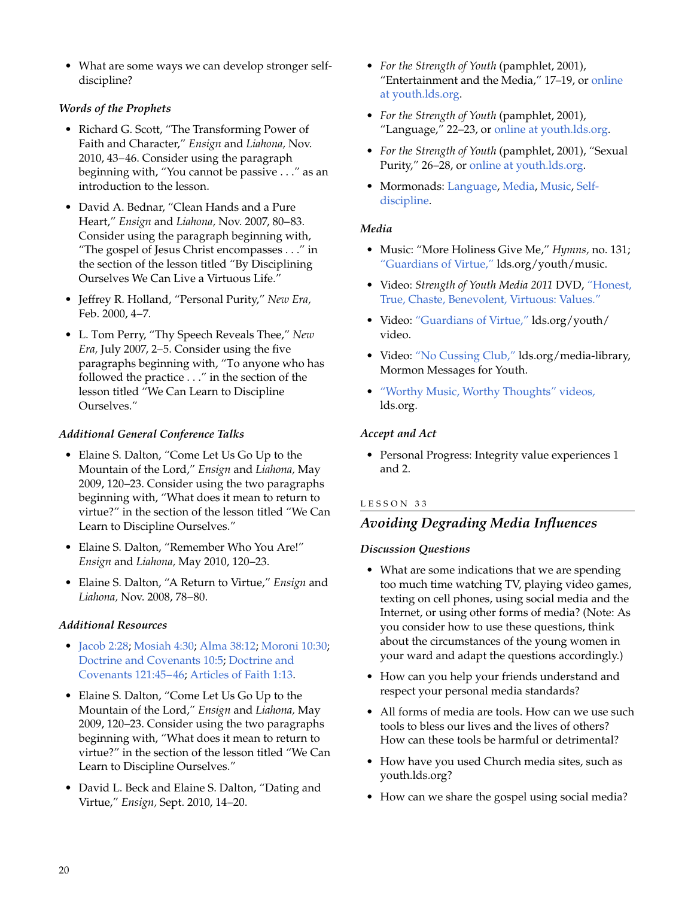- What are some ways we can develop stronger self-discipline?

### *Words of the Prophets*

- Richard G. Scott, "The Transforming Power of Faith and Character," *Ensign* and *Liahona,* Nov. 2010, 43–46. Consider using the paragraph beginning with, "You cannot be passive . . ." as an introduction to the lesson.
- David A. Bednar, "Clean Hands and a Pure Heart," *Ensign* and *Liahona,* Nov. 2007, 80–83. Consider using the paragraph beginning with, "The gospel of Jesus Christ encompasses . . ." in the section of the lesson titled "By Disciplining Ourselves We Can Live a Virtuous Life."
- Jeffrey R. Holland, "Personal Purity," *New Era,* Feb. 2000, 4–7.
- L. Tom Perry, "Thy Speech Reveals Thee," *New Era,* July 2007, 2–5. Consider using the five paragraphs beginning with, "To anyone who has followed the practice . . ." in the section of the lesson titled "We Can Learn to Discipline Ourselves."

### *Additional General Conference Talks*

- Elaine S. Dalton, "Come Let Us Go Up to the Mountain of the Lord," *Ensign* and *Liahona,* May 2009, 120–23. Consider using the two paragraphs beginning with, "What does it mean to return to virtue?" in the section of the lesson titled "We Can Learn to Discipline Ourselves."
- Elaine S. Dalton, "Remember Who You Are!" *Ensign* and *Liahona,* May 2010, 120–23.
- Elaine S. Dalton, "A Return to Virtue," *Ensign* and *Liahona,* Nov. 2008, 78–80.

### *Additional Resources*

- Jacob 2:28; Mosiah 4:30; Alma 38:12; Moroni 10:30; Doctrine and Covenants 10:5; Doctrine and Covenants 121:45–46; Articles of Faith 1:13.
- Elaine S. Dalton, "Come Let Us Go Up to the Mountain of the Lord," *Ensign* and *Liahona,* May 2009, 120–23. Consider using the two paragraphs beginning with, "What does it mean to return to virtue?" in the section of the lesson titled "We Can Learn to Discipline Ourselves."
- David L. Beck and Elaine S. Dalton, "Dating and Virtue," *Ensign,* Sept. 2010, 14–20.
- *For the Strength of Youth* (pamphlet, 2001), "Entertainment and the Media," 17–19, or online at youth.lds.org.
- *For the Strength of Youth* (pamphlet, 2001), "Language," 22–23, or online at youth.lds.org.
- *For the Strength of Youth* (pamphlet, 2001), "Sexual Purity," 26–28, or online at youth.lds.org.
- Mormonads: Language, Media, Music, Self-discipline.

### *Media*

- Music: "More Holiness Give Me," *Hymns,* no. 131; "Guardians of Virtue," lds.org/youth/music.
- Video: *Strength of Youth Media 2011* DVD, "Honest, True, Chaste, Benevolent, Virtuous: Values."
- Video: "Guardians of Virtue," lds.org/youth/video.
- Video: "No Cussing Club," lds.org/media-library, Mormon Messages for Youth.
- "Worthy Music, Worthy Thoughts" videos, lds.org.

### *Accept and Act*

- Personal Progress: Integrity value experiences 1 and 2.

LESSON 33

## *Avoiding Degrading Media Influences*

### *Discussion Questions*

- What are some indications that we are spending too much time watching TV, playing video games, texting on cell phones, using social media and the Internet, or using other forms of media? (Note: As you consider how to use these questions, think about the circumstances of the young women in your ward and adapt the questions accordingly.)
- How can you help your friends understand and respect your personal media standards?
- All forms of media are tools. How can we use such tools to bless our lives and the lives of others? How can these tools be harmful or detrimental?
- How have you used Church media sites, such as youth.lds.org?
- How can we share the gospel using social media?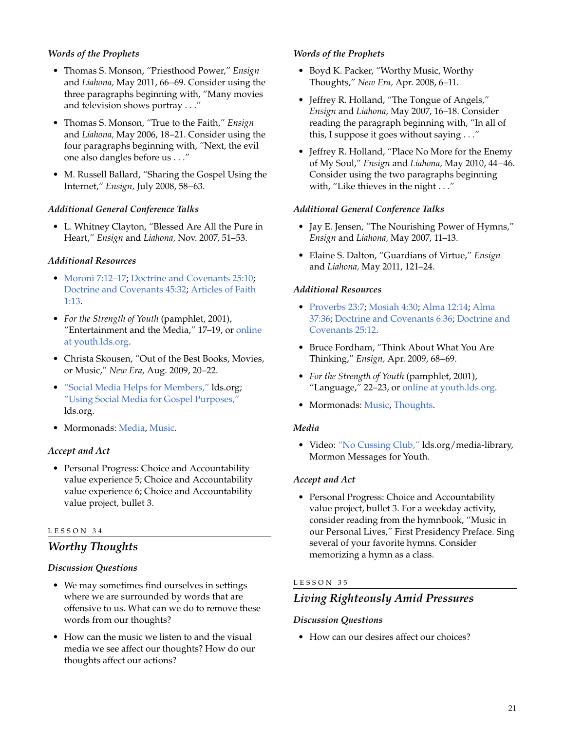### *Words of the Prophets*

- Thomas S. Monson, "Priesthood Power," *Ensign* and *Liahona,* May 2011, 66–69. Consider using the three paragraphs beginning with, "Many movies and television shows portray . . ."
- Thomas S. Monson, "True to the Faith," *Ensign* and *Liahona,* May 2006, 18–21. Consider using the four paragraphs beginning with, "Next, the evil one also dangles before us . . ."
- M. Russell Ballard, "Sharing the Gospel Using the Internet," *Ensign,* July 2008, 58–63.

### *Additional General Conference Talks*

- L. Whitney Clayton, "Blessed Are All the Pure in Heart," *Ensign* and *Liahona,* Nov. 2007, 51–53.

### *Additional Resources*

- Moroni 7:12–17; Doctrine and Covenants 25:10; Doctrine and Covenants 45:32; Articles of Faith 1:13.
- *For the Strength of Youth* (pamphlet, 2001), "Entertainment and the Media," 17–19, or online at youth.lds.org.
- Christa Skousen, "Out of the Best Books, Movies, or Music," *New Era,* Aug. 2009, 20–22.
- "Social Media Helps for Members," lds.org; "Using Social Media for Gospel Purposes," lds.org.
- Mormonads: Media, Music.

### *Accept and Act*

- Personal Progress: Choice and Accountability value experience 5; Choice and Accountability value experience 6; Choice and Accountability value project, bullet 3.

LESSON 34

## *Worthy Thoughts*

### *Discussion Questions*

- We may sometimes find ourselves in settings where we are surrounded by words that are offensive to us. What can we do to remove these words from our thoughts?
- How can the music we listen to and the visual media we see affect our thoughts? How do our thoughts affect our actions?

### *Words of the Prophets*

- Boyd K. Packer, "Worthy Music, Worthy Thoughts," *New Era,* Apr. 2008, 6–11.
- Jeffrey R. Holland, "The Tongue of Angels," *Ensign* and *Liahona,* May 2007, 16–18. Consider reading the paragraph beginning with, "In all of this, I suppose it goes without saying . . ."
- Jeffrey R. Holland, "Place No More for the Enemy of My Soul," *Ensign* and *Liahona,* May 2010, 44–46. Consider using the two paragraphs beginning with, "Like thieves in the night . . ."

### *Additional General Conference Talks*

- Jay E. Jensen, "The Nourishing Power of Hymns," *Ensign* and *Liahona,* May 2007, 11–13.
- Elaine S. Dalton, "Guardians of Virtue," *Ensign* and *Liahona,* May 2011, 121–24.

### *Additional Resources*

- Proverbs 23:7; Mosiah 4:30; Alma 12:14; Alma 37:36; Doctrine and Covenants 6:36; Doctrine and Covenants 25:12.
- Bruce Fordham, "Think About What You Are Thinking," *Ensign,* Apr. 2009, 68–69.
- *For the Strength of Youth* (pamphlet, 2001), "Language," 22–23, or online at youth.lds.org.
- Mormonads: Music, Thoughts.

### *Media*

- Video: "No Cussing Club," lds.org/media-library, Mormon Messages for Youth.

### *Accept and Act*

- Personal Progress: Choice and Accountability value project, bullet 3. For a weekday activity, consider reading from the hymnbook, "Music in our Personal Lives," First Presidency Preface. Sing several of your favorite hymns. Consider memorizing a hymn as a class.

LESSON 35

## *Living Righteously Amid Pressures*

### *Discussion Questions*

- How can our desires affect our choices?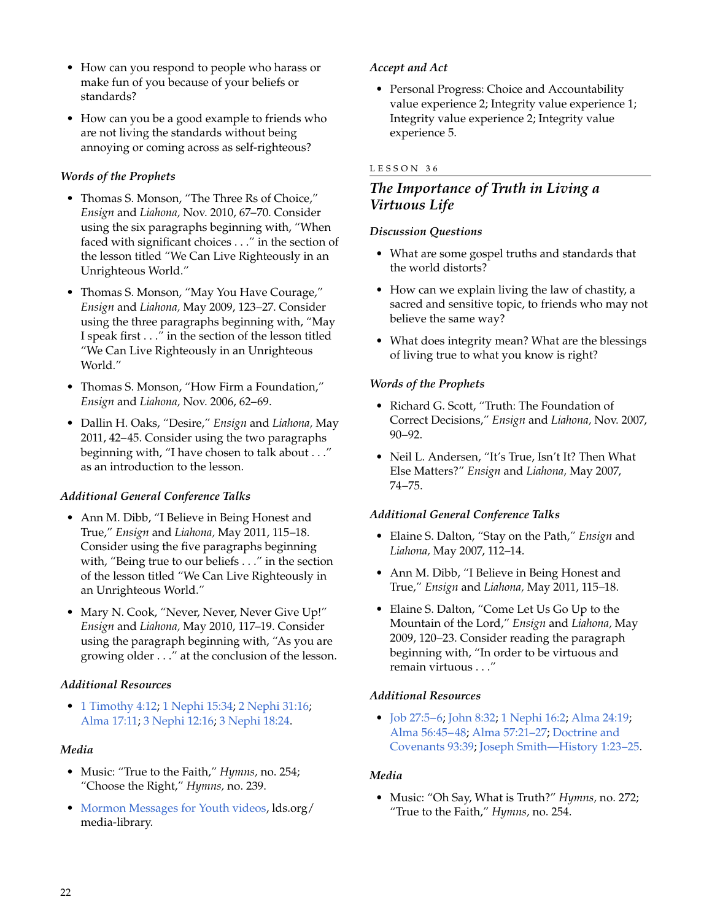- How can you respond to people who harass or make fun of you because of your beliefs or standards?
- How can you be a good example to friends who are not living the standards without being annoying or coming across as self-righteous?

### *Words of the Prophets*

- Thomas S. Monson, "The Three Rs of Choice," *Ensign* and *Liahona,* Nov. 2010, 67–70. Consider using the six paragraphs beginning with, "When faced with significant choices . . ." in the section of the lesson titled "We Can Live Righteously in an Unrighteous World."
- Thomas S. Monson, "May You Have Courage," *Ensign* and *Liahona,* May 2009, 123–27. Consider using the three paragraphs beginning with, "May I speak first . . ." in the section of the lesson titled "We Can Live Righteously in an Unrighteous World."
- Thomas S. Monson, "How Firm a Foundation," *Ensign* and *Liahona,* Nov. 2006, 62–69.
- Dallin H. Oaks, "Desire," *Ensign* and *Liahona,* May 2011, 42–45. Consider using the two paragraphs beginning with, "I have chosen to talk about . . ." as an introduction to the lesson.

### *Additional General Conference Talks*

- Ann M. Dibb, "I Believe in Being Honest and True," *Ensign* and *Liahona,* May 2011, 115–18. Consider using the five paragraphs beginning with, "Being true to our beliefs . . ." in the section of the lesson titled "We Can Live Righteously in an Unrighteous World."
- Mary N. Cook, "Never, Never, Never Give Up!" *Ensign* and *Liahona,* May 2010, 117–19. Consider using the paragraph beginning with, "As you are growing older . . ." at the conclusion of the lesson.

### *Additional Resources*

- 1 Timothy 4:12; 1 Nephi 15:34; 2 Nephi 31:16; Alma 17:11; 3 Nephi 12:16; 3 Nephi 18:24.

### *Media*

- Music: "True to the Faith," *Hymns,* no. 254; "Choose the Right," *Hymns,* no. 239.
- Mormon Messages for Youth videos, lds.org/media-library.

### *Accept and Act*

- Personal Progress: Choice and Accountability value experience 2; Integrity value experience 1; Integrity value experience 2; Integrity value experience 5.

LESSON 36

## *The Importance of Truth in Living a Virtuous Life*

### *Discussion Questions*

- What are some gospel truths and standards that the world distorts?
- How can we explain living the law of chastity, a sacred and sensitive topic, to friends who may not believe the same way?
- What does integrity mean? What are the blessings of living true to what you know is right?

### *Words of the Prophets*

- Richard G. Scott, "Truth: The Foundation of Correct Decisions," *Ensign* and *Liahona,* Nov. 2007, 90–92.
- Neil L. Andersen, "It's True, Isn't It? Then What Else Matters?" *Ensign* and *Liahona,* May 2007, 74–75.

### *Additional General Conference Talks*

- Elaine S. Dalton, "Stay on the Path," *Ensign* and *Liahona,* May 2007, 112–14.
- Ann M. Dibb, "I Believe in Being Honest and True," *Ensign* and *Liahona,* May 2011, 115–18.
- Elaine S. Dalton, "Come Let Us Go Up to the Mountain of the Lord," *Ensign* and *Liahona,* May 2009, 120–23. Consider reading the paragraph beginning with, "In order to be virtuous and remain virtuous . . ."

### *Additional Resources*

- Job 27:5–6; John 8:32; 1 Nephi 16:2; Alma 24:19; Alma 56:45–48; Alma 57:21–27; Doctrine and Covenants 93:39; Joseph Smith—History 1:23–25.

### *Media*

- Music: "Oh Say, What is Truth?" *Hymns,* no. 272; "True to the Faith," *Hymns,* no. 254.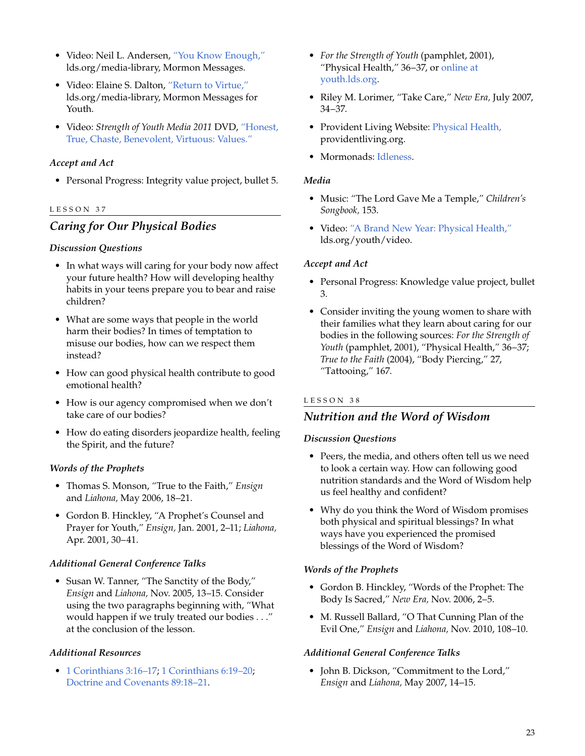- Video: Neil L. Andersen, "You Know Enough," lds.org/media-library, Mormon Messages.
- Video: Elaine S. Dalton, "Return to Virtue," lds.org/media-library, Mormon Messages for Youth.
- Video: *Strength of Youth Media 2011* DVD, "Honest, True, Chaste, Benevolent, Virtuous: Values."

### *Accept and Act*

- Personal Progress: Integrity value project, bullet 5.

LESSON 37

## *Caring for Our Physical Bodies*

### *Discussion Questions*

- In what ways will caring for your body now affect your future health? How will developing healthy habits in your teens prepare you to bear and raise children?
- What are some ways that people in the world harm their bodies? In times of temptation to misuse our bodies, how can we respect them instead?
- How can good physical health contribute to good emotional health?
- How is our agency compromised when we don't take care of our bodies?
- How do eating disorders jeopardize health, feeling the Spirit, and the future?

### *Words of the Prophets*

- Thomas S. Monson, "True to the Faith," *Ensign* and *Liahona,* May 2006, 18–21.
- Gordon B. Hinckley, "A Prophet's Counsel and Prayer for Youth," *Ensign,* Jan. 2001, 2–11; *Liahona,* Apr. 2001, 30–41.

### *Additional General Conference Talks*

- Susan W. Tanner, "The Sanctity of the Body," *Ensign* and *Liahona,* Nov. 2005, 13–15. Consider using the two paragraphs beginning with, "What would happen if we truly treated our bodies . . ." at the conclusion of the lesson.

### *Additional Resources*

- 1 Corinthians 3:16–17; 1 Corinthians 6:19–20; Doctrine and Covenants 89:18–21.
- *For the Strength of Youth* (pamphlet, 2001), "Physical Health," 36–37, or online at youth.lds.org.
- Riley M. Lorimer, "Take Care," *New Era,* July 2007, 34–37.
- Provident Living Website: Physical Health, providentliving.org.
- Mormonads: Idleness.

### *Media*

- Music: "The Lord Gave Me a Temple," *Children's Songbook,* 153.
- Video: "A Brand New Year: Physical Health," lds.org/youth/video.

### *Accept and Act*

- Personal Progress: Knowledge value project, bullet 3.
- Consider inviting the young women to share with their families what they learn about caring for our bodies in the following sources: *For the Strength of Youth* (pamphlet, 2001), "Physical Health," 36–37; *True to the Faith* (2004), "Body Piercing," 27, "Tattooing," 167.

LESSON 38

## *Nutrition and the Word of Wisdom*

### *Discussion Questions*

- Peers, the media, and others often tell us we need to look a certain way. How can following good nutrition standards and the Word of Wisdom help us feel healthy and confident?
- Why do you think the Word of Wisdom promises both physical and spiritual blessings? In what ways have you experienced the promised blessings of the Word of Wisdom?

### *Words of the Prophets*

- Gordon B. Hinckley, "Words of the Prophet: The Body Is Sacred," *New Era,* Nov. 2006, 2–5.
- M. Russell Ballard, "O That Cunning Plan of the Evil One," *Ensign* and *Liahona,* Nov. 2010, 108–10.

### *Additional General Conference Talks*

- John B. Dickson, "Commitment to the Lord," *Ensign* and *Liahona,* May 2007, 14–15.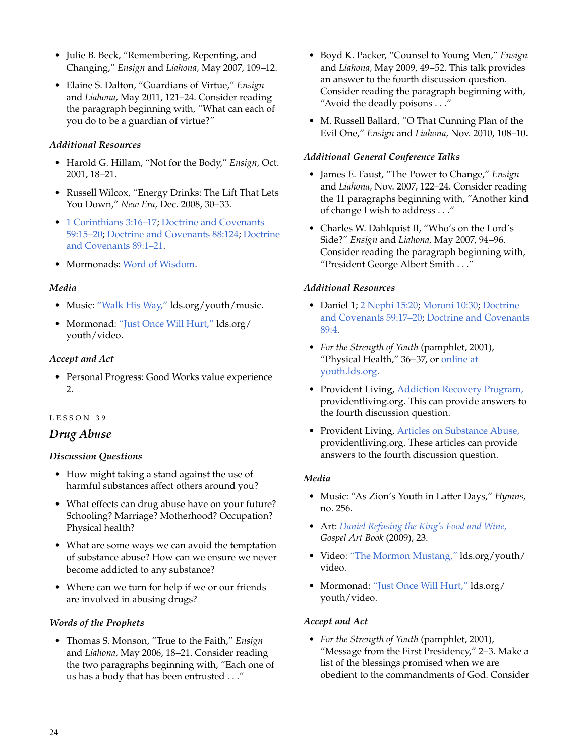- Julie B. Beck, "Remembering, Repenting, and Changing," *Ensign* and *Liahona,* May 2007, 109–12.
- Elaine S. Dalton, "Guardians of Virtue," *Ensign* and *Liahona,* May 2011, 121–24. Consider reading the paragraph beginning with, "What can each of you do to be a guardian of virtue?"

*Additional Resources*

- Harold G. Hillam, "Not for the Body," *Ensign,* Oct. 2001, 18–21.
- Russell Wilcox, "Energy Drinks: The Lift That Lets You Down," *New Era,* Dec. 2008, 30–33.
- 1 Corinthians 3:16–17; Doctrine and Covenants 59:15–20; Doctrine and Covenants 88:124; Doctrine and Covenants 89:1–21.
- Mormonads: Word of Wisdom.

*Media*

- Music: "Walk His Way," lds.org/youth/music.
- Mormonad: "Just Once Will Hurt," lds.org/youth/video.

*Accept and Act*

- Personal Progress: Good Works value experience 2.

LESSON 39

## *Drug Abuse*

*Discussion Questions*

- How might taking a stand against the use of harmful substances affect others around you?
- What effects can drug abuse have on your future? Schooling? Marriage? Motherhood? Occupation? Physical health?
- What are some ways we can avoid the temptation of substance abuse? How can we ensure we never become addicted to any substance?
- Where can we turn for help if we or our friends are involved in abusing drugs?

*Words of the Prophets*

- Thomas S. Monson, "True to the Faith," *Ensign* and *Liahona,* May 2006, 18–21. Consider reading the two paragraphs beginning with, "Each one of us has a body that has been entrusted . . ."
- Boyd K. Packer, "Counsel to Young Men," *Ensign* and *Liahona,* May 2009, 49–52. This talk provides an answer to the fourth discussion question. Consider reading the paragraph beginning with, "Avoid the deadly poisons . . ."
- M. Russell Ballard, "O That Cunning Plan of the Evil One," *Ensign* and *Liahona,* Nov. 2010, 108–10.

*Additional General Conference Talks*

- James E. Faust, "The Power to Change," *Ensign* and *Liahona,* Nov. 2007, 122–24. Consider reading the 11 paragraphs beginning with, "Another kind of change I wish to address . . ."
- Charles W. Dahlquist II, "Who's on the Lord's Side?" *Ensign* and *Liahona,* May 2007, 94–96. Consider reading the paragraph beginning with, "President George Albert Smith . . ."

*Additional Resources*

- Daniel 1; 2 Nephi 15:20; Moroni 10:30; Doctrine and Covenants 59:17–20; Doctrine and Covenants 89:4.
- *For the Strength of Youth* (pamphlet, 2001), "Physical Health," 36–37, or online at youth.lds.org.
- Provident Living, Addiction Recovery Program, providentliving.org. This can provide answers to the fourth discussion question.
- Provident Living, Articles on Substance Abuse, providentliving.org. These articles can provide answers to the fourth discussion question.

*Media*

- Music: "As Zion's Youth in Latter Days," *Hymns,* no. 256.
- Art: *Daniel Refusing the King's Food and Wine, Gospel Art Book* (2009), 23.
- Video: "The Mormon Mustang," lds.org/youth/video.
- Mormonad: "Just Once Will Hurt," lds.org/youth/video.

*Accept and Act*

- *For the Strength of Youth* (pamphlet, 2001), "Message from the First Presidency," 2–3. Make a list of the blessings promised when we are obedient to the commandments of God. Consider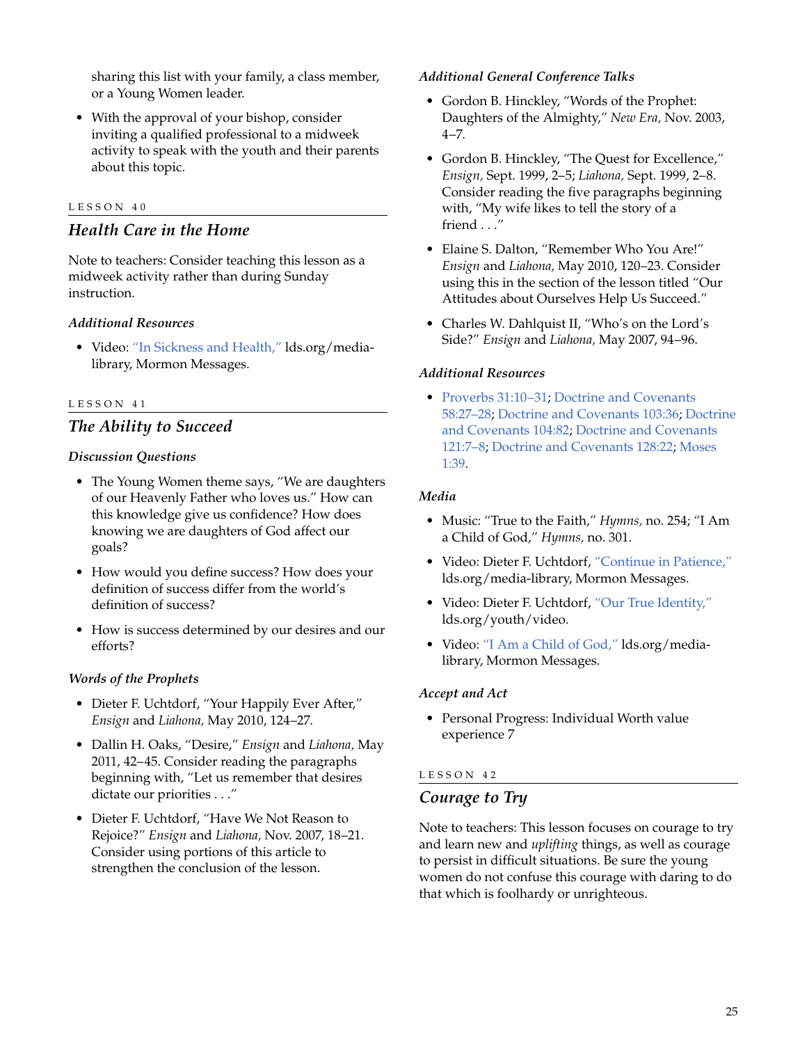sharing this list with your family, a class member, or a Young Women leader.

- With the approval of your bishop, consider inviting a qualified professional to a midweek activity to speak with the youth and their parents about this topic.

LESSON 40

## *Health Care in the Home*

Note to teachers: Consider teaching this lesson as a midweek activity rather than during Sunday instruction.

### *Additional Resources*

- Video: "In Sickness and Health," lds.org/media-library, Mormon Messages.

LESSON 41

## *The Ability to Succeed*

### *Discussion Questions*

- The Young Women theme says, "We are daughters of our Heavenly Father who loves us." How can this knowledge give us confidence? How does knowing we are daughters of God affect our goals?
- How would you define success? How does your definition of success differ from the world's definition of success?
- How is success determined by our desires and our efforts?

### *Words of the Prophets*

- Dieter F. Uchtdorf, "Your Happily Ever After," *Ensign* and *Liahona,* May 2010, 124–27.
- Dallin H. Oaks, "Desire," *Ensign* and *Liahona,* May 2011, 42–45. Consider reading the paragraphs beginning with, "Let us remember that desires dictate our priorities . . ."
- Dieter F. Uchtdorf, "Have We Not Reason to Rejoice?" *Ensign* and *Liahona,* Nov. 2007, 18–21. Consider using portions of this article to strengthen the conclusion of the lesson.

### *Additional General Conference Talks*

- Gordon B. Hinckley, "Words of the Prophet: Daughters of the Almighty," *New Era,* Nov. 2003, 4–7.
- Gordon B. Hinckley, "The Quest for Excellence," *Ensign,* Sept. 1999, 2–5; *Liahona,* Sept. 1999, 2–8. Consider reading the five paragraphs beginning with, "My wife likes to tell the story of a friend . . ."
- Elaine S. Dalton, "Remember Who You Are!" *Ensign* and *Liahona,* May 2010, 120–23. Consider using this in the section of the lesson titled "Our Attitudes about Ourselves Help Us Succeed."
- Charles W. Dahlquist II, "Who's on the Lord's Side?" *Ensign* and *Liahona,* May 2007, 94–96.

### *Additional Resources*

- Proverbs 31:10–31; Doctrine and Covenants 58:27–28; Doctrine and Covenants 103:36; Doctrine and Covenants 104:82; Doctrine and Covenants 121:7–8; Doctrine and Covenants 128:22; Moses 1:39.

### *Media*

- Music: "True to the Faith," *Hymns,* no. 254; "I Am a Child of God," *Hymns,* no. 301.
- Video: Dieter F. Uchtdorf, "Continue in Patience," lds.org/media-library, Mormon Messages.
- Video: Dieter F. Uchtdorf, "Our True Identity," lds.org/youth/video.
- Video: "I Am a Child of God," lds.org/media-library, Mormon Messages.

### *Accept and Act*

- Personal Progress: Individual Worth value experience 7

LESSON 42

## *Courage to Try*

Note to teachers: This lesson focuses on courage to try and learn new and *uplifting* things, as well as courage to persist in difficult situations. Be sure the young women do not confuse this courage with daring to do that which is foolhardy or unrighteous.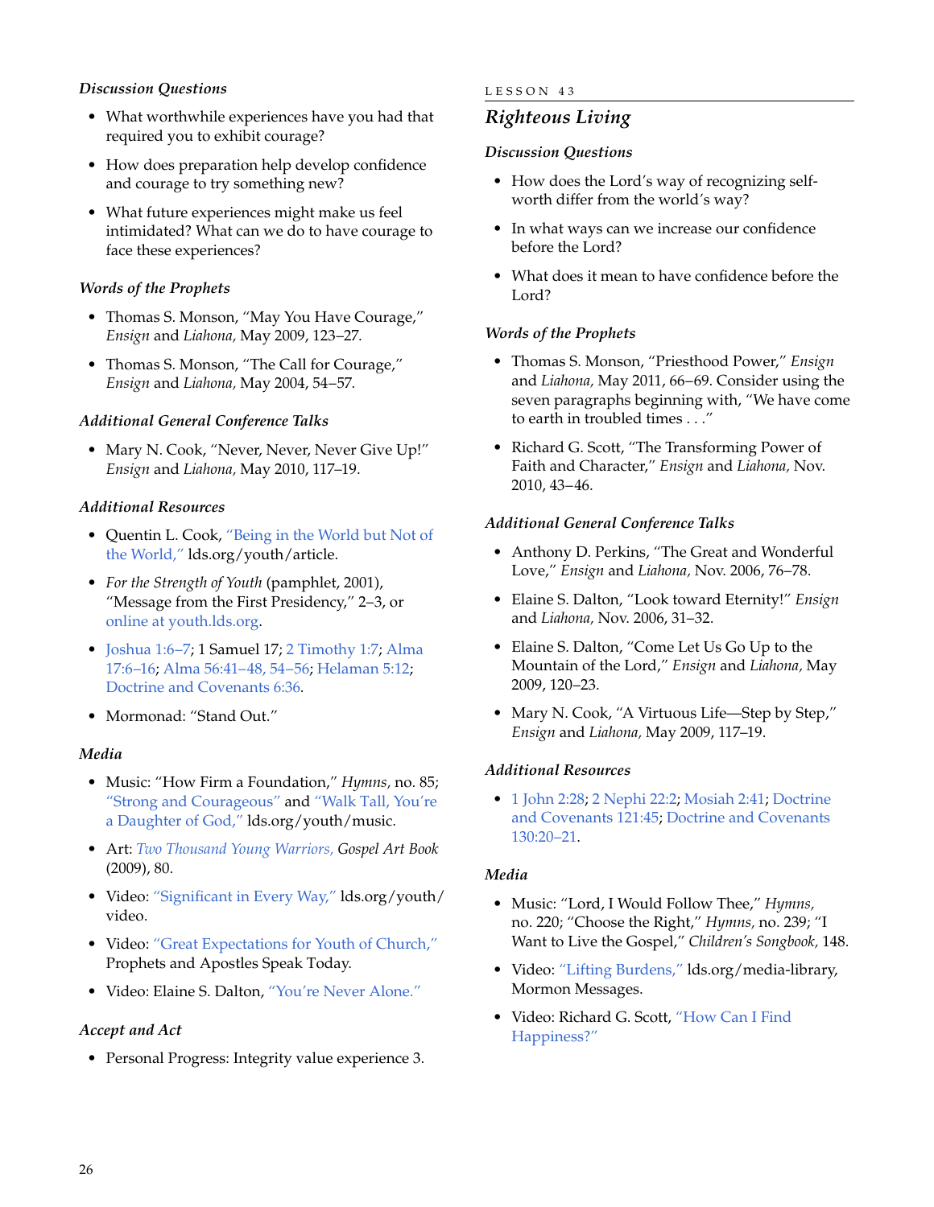### *Discussion Questions*

- What worthwhile experiences have you had that required you to exhibit courage?
- How does preparation help develop confidence and courage to try something new?
- What future experiences might make us feel intimidated? What can we do to have courage to face these experiences?

### *Words of the Prophets*

- Thomas S. Monson, "May You Have Courage," *Ensign* and *Liahona,* May 2009, 123–27.
- Thomas S. Monson, "The Call for Courage," *Ensign* and *Liahona,* May 2004, 54–57.

### *Additional General Conference Talks*

- Mary N. Cook, "Never, Never, Never Give Up!" *Ensign* and *Liahona,* May 2010, 117–19.

### *Additional Resources*

- Quentin L. Cook, "Being in the World but Not of the World," lds.org/youth/article.
- *For the Strength of Youth* (pamphlet, 2001), "Message from the First Presidency," 2–3, or online at youth.lds.org.
- Joshua 1:6–7; 1 Samuel 17; 2 Timothy 1:7; Alma 17:6–16; Alma 56:41–48, 54–56; Helaman 5:12; Doctrine and Covenants 6:36.
- Mormonad: "Stand Out."

### *Media*

- Music: "How Firm a Foundation," *Hymns,* no. 85; "Strong and Courageous" and "Walk Tall, You're a Daughter of God," lds.org/youth/music.
- Art: *Two Thousand Young Warriors, Gospel Art Book* (2009), 80.
- Video: "Significant in Every Way," lds.org/youth/video.
- Video: "Great Expectations for Youth of Church," Prophets and Apostles Speak Today.
- Video: Elaine S. Dalton, "You're Never Alone."

### *Accept and Act*

- Personal Progress: Integrity value experience 3.

LESSON 43

## *Righteous Living*

### *Discussion Questions*

- How does the Lord's way of recognizing self-worth differ from the world's way?
- In what ways can we increase our confidence before the Lord?
- What does it mean to have confidence before the Lord?

### *Words of the Prophets*

- Thomas S. Monson, "Priesthood Power," *Ensign* and *Liahona,* May 2011, 66–69. Consider using the seven paragraphs beginning with, "We have come to earth in troubled times . . ."
- Richard G. Scott, "The Transforming Power of Faith and Character," *Ensign* and *Liahona,* Nov. 2010, 43–46.

### *Additional General Conference Talks*

- Anthony D. Perkins, "The Great and Wonderful Love," *Ensign* and *Liahona,* Nov. 2006, 76–78.
- Elaine S. Dalton, "Look toward Eternity!" *Ensign* and *Liahona,* Nov. 2006, 31–32.
- Elaine S. Dalton, "Come Let Us Go Up to the Mountain of the Lord," *Ensign* and *Liahona,* May 2009, 120–23.
- Mary N. Cook, "A Virtuous Life—Step by Step," *Ensign* and *Liahona,* May 2009, 117–19.

### *Additional Resources*

- 1 John 2:28; 2 Nephi 22:2; Mosiah 2:41; Doctrine and Covenants 121:45; Doctrine and Covenants 130:20–21.

### *Media*

- Music: "Lord, I Would Follow Thee," *Hymns,* no. 220; "Choose the Right," *Hymns,* no. 239; "I Want to Live the Gospel," *Children's Songbook,* 148.
- Video: "Lifting Burdens," lds.org/media-library, Mormon Messages.
- Video: Richard G. Scott, "How Can I Find Happiness?"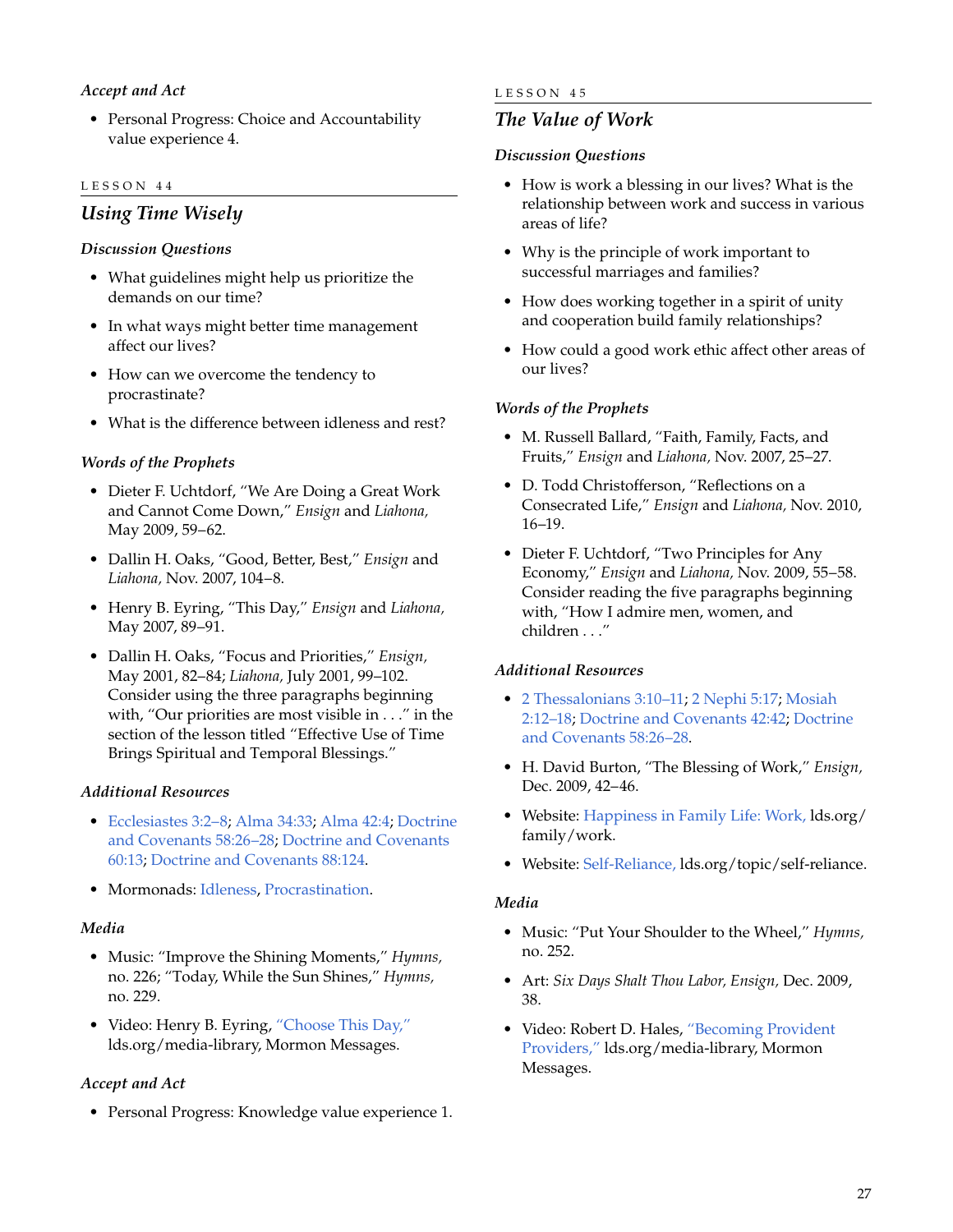### *Accept and Act*

- Personal Progress: Choice and Accountability value experience 4.

LESSON 44

## *Using Time Wisely*

### *Discussion Questions*

- What guidelines might help us prioritize the demands on our time?
- In what ways might better time management affect our lives?
- How can we overcome the tendency to procrastinate?
- What is the difference between idleness and rest?

### *Words of the Prophets*

- Dieter F. Uchtdorf, "We Are Doing a Great Work and Cannot Come Down," *Ensign* and *Liahona,* May 2009, 59–62.
- Dallin H. Oaks, "Good, Better, Best," *Ensign* and *Liahona,* Nov. 2007, 104–8.
- Henry B. Eyring, "This Day," *Ensign* and *Liahona,* May 2007, 89–91.
- Dallin H. Oaks, "Focus and Priorities," *Ensign,* May 2001, 82–84; *Liahona,* July 2001, 99–102. Consider using the three paragraphs beginning with, "Our priorities are most visible in . . ." in the section of the lesson titled "Effective Use of Time Brings Spiritual and Temporal Blessings."

### *Additional Resources*

- Ecclesiastes 3:2–8; Alma 34:33; Alma 42:4; Doctrine and Covenants 58:26–28; Doctrine and Covenants 60:13; Doctrine and Covenants 88:124.
- Mormonads: Idleness, Procrastination.

### *Media*

- Music: "Improve the Shining Moments," *Hymns,* no. 226; "Today, While the Sun Shines," *Hymns,* no. 229.
- Video: Henry B. Eyring, "Choose This Day," lds.org/media-library, Mormon Messages.

### *Accept and Act*

- Personal Progress: Knowledge value experience 1.

LESSON 45

## *The Value of Work*

### *Discussion Questions*

- How is work a blessing in our lives? What is the relationship between work and success in various areas of life?
- Why is the principle of work important to successful marriages and families?
- How does working together in a spirit of unity and cooperation build family relationships?
- How could a good work ethic affect other areas of our lives?

### *Words of the Prophets*

- M. Russell Ballard, "Faith, Family, Facts, and Fruits," *Ensign* and *Liahona,* Nov. 2007, 25–27.
- D. Todd Christofferson, "Reflections on a Consecrated Life," *Ensign* and *Liahona,* Nov. 2010, 16–19.
- Dieter F. Uchtdorf, "Two Principles for Any Economy," *Ensign* and *Liahona,* Nov. 2009, 55–58. Consider reading the five paragraphs beginning with, "How I admire men, women, and children . . ."

### *Additional Resources*

- 2 Thessalonians 3:10–11; 2 Nephi 5:17; Mosiah 2:12–18; Doctrine and Covenants 42:42; Doctrine and Covenants 58:26–28.
- H. David Burton, "The Blessing of Work," *Ensign,* Dec. 2009, 42–46.
- Website: Happiness in Family Life: Work, lds.org/family/work.
- Website: Self-Reliance, lds.org/topic/self-reliance.

### *Media*

- Music: "Put Your Shoulder to the Wheel," *Hymns,* no. 252.
- Art: *Six Days Shalt Thou Labor, Ensign,* Dec. 2009, 38.
- Video: Robert D. Hales, "Becoming Provident Providers," lds.org/media-library, Mormon Messages.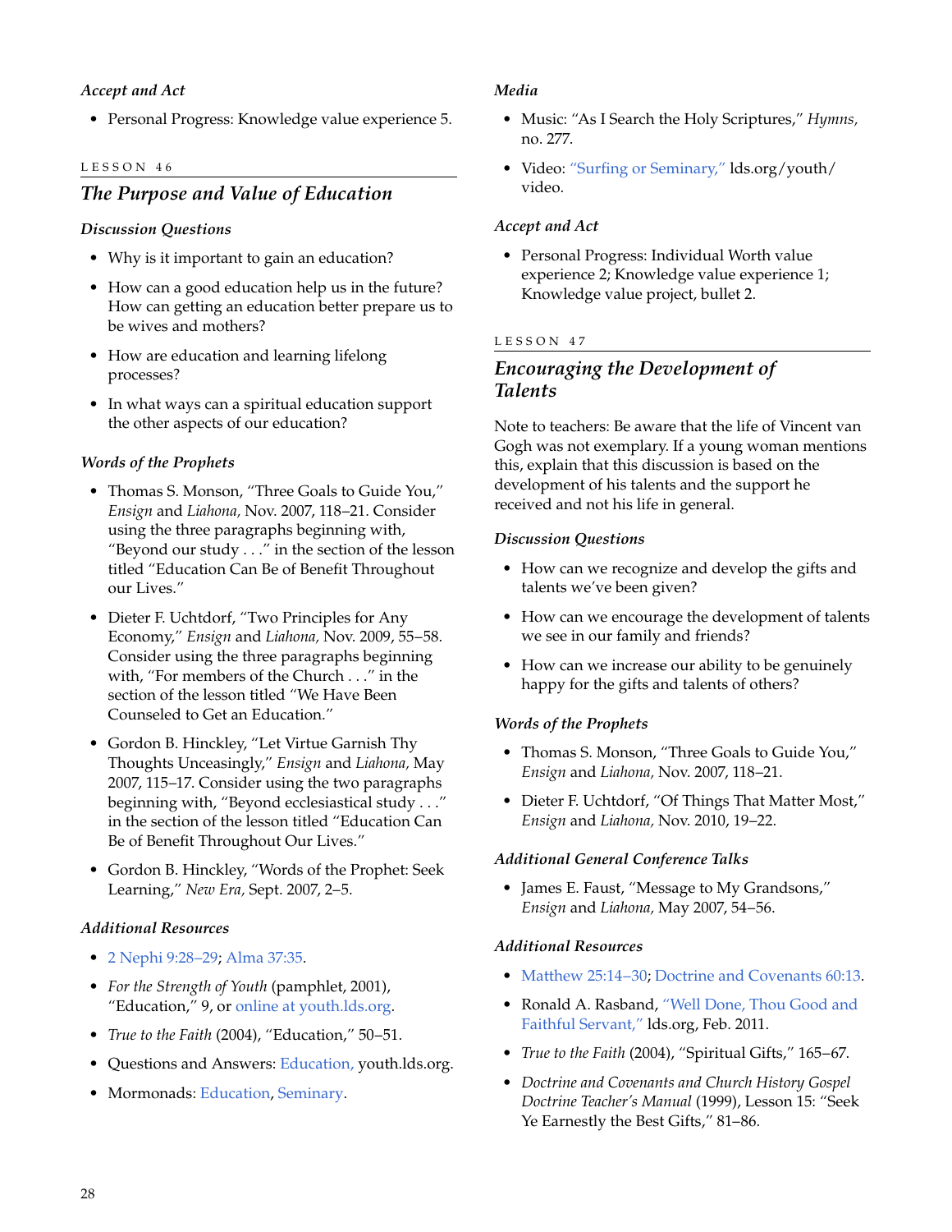*Accept and Act*

- Personal Progress: Knowledge value experience 5.

LESSON 46

## *The Purpose and Value of Education*

### *Discussion Questions*

- Why is it important to gain an education?
- How can a good education help us in the future? How can getting an education better prepare us to be wives and mothers?
- How are education and learning lifelong processes?
- In what ways can a spiritual education support the other aspects of our education?

### *Words of the Prophets*

- Thomas S. Monson, "Three Goals to Guide You," *Ensign* and *Liahona,* Nov. 2007, 118–21. Consider using the three paragraphs beginning with, "Beyond our study . . ." in the section of the lesson titled "Education Can Be of Benefit Throughout our Lives."
- Dieter F. Uchtdorf, "Two Principles for Any Economy," *Ensign* and *Liahona,* Nov. 2009, 55–58. Consider using the three paragraphs beginning with, "For members of the Church . . ." in the section of the lesson titled "We Have Been Counseled to Get an Education."
- Gordon B. Hinckley, "Let Virtue Garnish Thy Thoughts Unceasingly," *Ensign* and *Liahona,* May 2007, 115–17. Consider using the two paragraphs beginning with, "Beyond ecclesiastical study . . ." in the section of the lesson titled "Education Can Be of Benefit Throughout Our Lives."
- Gordon B. Hinckley, "Words of the Prophet: Seek Learning," *New Era,* Sept. 2007, 2–5.

### *Additional Resources*

- 2 Nephi 9:28–29; Alma 37:35.
- *For the Strength of Youth* (pamphlet, 2001), "Education," 9, or online at youth.lds.org.
- *True to the Faith* (2004), "Education," 50–51.
- Questions and Answers: Education, youth.lds.org.
- Mormonads: Education, Seminary.

### *Media*

- Music: "As I Search the Holy Scriptures," *Hymns,* no. 277.
- Video: "Surfing or Seminary," lds.org/youth/video.

### *Accept and Act*

- Personal Progress: Individual Worth value experience 2; Knowledge value experience 1; Knowledge value project, bullet 2.

LESSON 47

## *Encouraging the Development of Talents*

Note to teachers: Be aware that the life of Vincent van Gogh was not exemplary. If a young woman mentions this, explain that this discussion is based on the development of his talents and the support he received and not his life in general.

### *Discussion Questions*

- How can we recognize and develop the gifts and talents we've been given?
- How can we encourage the development of talents we see in our family and friends?
- How can we increase our ability to be genuinely happy for the gifts and talents of others?

### *Words of the Prophets*

- Thomas S. Monson, "Three Goals to Guide You," *Ensign* and *Liahona,* Nov. 2007, 118–21.
- Dieter F. Uchtdorf, "Of Things That Matter Most," *Ensign* and *Liahona,* Nov. 2010, 19–22.

### *Additional General Conference Talks*

- James E. Faust, "Message to My Grandsons," *Ensign* and *Liahona,* May 2007, 54–56.

### *Additional Resources*

- Matthew 25:14–30; Doctrine and Covenants 60:13.
- Ronald A. Rasband, "Well Done, Thou Good and Faithful Servant," lds.org, Feb. 2011.
- *True to the Faith* (2004), "Spiritual Gifts," 165–67.
- *Doctrine and Covenants and Church History Gospel Doctrine Teacher's Manual* (1999), Lesson 15: "Seek Ye Earnestly the Best Gifts," 81–86.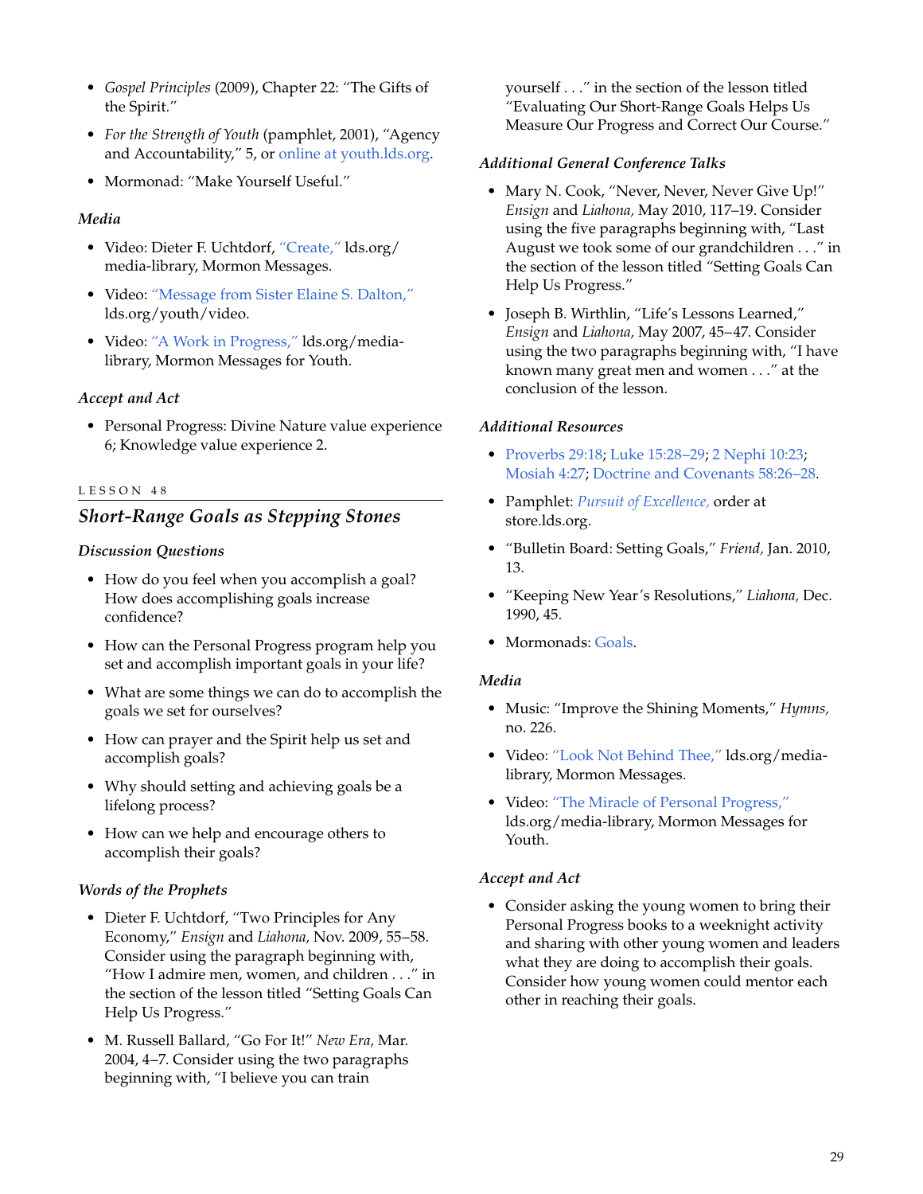- *Gospel Principles* (2009), Chapter 22: "The Gifts of the Spirit."
- *For the Strength of Youth* (pamphlet, 2001), "Agency and Accountability," 5, or online at youth.lds.org.
- Mormonad: "Make Yourself Useful."

### Media

- Video: Dieter F. Uchtdorf, "Create," lds.org/media-library, Mormon Messages.
- Video: "Message from Sister Elaine S. Dalton," lds.org/youth/video.
- Video: "A Work in Progress," lds.org/media-library, Mormon Messages for Youth.

### Accept and Act

- Personal Progress: Divine Nature value experience 6; Knowledge value experience 2.

LESSON 48

## Short-Range Goals as Stepping Stones

### Discussion Questions

- How do you feel when you accomplish a goal? How does accomplishing goals increase confidence?
- How can the Personal Progress program help you set and accomplish important goals in your life?
- What are some things we can do to accomplish the goals we set for ourselves?
- How can prayer and the Spirit help us set and accomplish goals?
- Why should setting and achieving goals be a lifelong process?
- How can we help and encourage others to accomplish their goals?

### Words of the Prophets

- Dieter F. Uchtdorf, "Two Principles for Any Economy," *Ensign* and *Liahona,* Nov. 2009, 55–58. Consider using the paragraph beginning with, "How I admire men, women, and children . . ." in the section of the lesson titled "Setting Goals Can Help Us Progress."
- M. Russell Ballard, "Go For It!" *New Era,* Mar. 2004, 4–7. Consider using the two paragraphs beginning with, "I believe you can train yourself . . ." in the section of the lesson titled "Evaluating Our Short-Range Goals Helps Us Measure Our Progress and Correct Our Course."

### Additional General Conference Talks

- Mary N. Cook, "Never, Never, Never Give Up!" *Ensign* and *Liahona,* May 2010, 117–19. Consider using the five paragraphs beginning with, "Last August we took some of our grandchildren . . ." in the section of the lesson titled "Setting Goals Can Help Us Progress."
- Joseph B. Wirthlin, "Life's Lessons Learned," *Ensign* and *Liahona,* May 2007, 45–47. Consider using the two paragraphs beginning with, "I have known many great men and women . . ." at the conclusion of the lesson.

### Additional Resources

- Proverbs 29:18; Luke 15:28–29; 2 Nephi 10:23; Mosiah 4:27; Doctrine and Covenants 58:26–28.
- Pamphlet: *Pursuit of Excellence,* order at store.lds.org.
- "Bulletin Board: Setting Goals," *Friend,* Jan. 2010, 13.
- "Keeping New Year's Resolutions," *Liahona,* Dec. 1990, 45.
- Mormonads: Goals.

### Media

- Music: "Improve the Shining Moments," *Hymns,* no. 226.
- Video: "Look Not Behind Thee," lds.org/media-library, Mormon Messages.
- Video: "The Miracle of Personal Progress," lds.org/media-library, Mormon Messages for Youth.

### Accept and Act

- Consider asking the young women to bring their Personal Progress books to a weeknight activity and sharing with other young women and leaders what they are doing to accomplish their goals. Consider how young women could mentor each other in reaching their goals.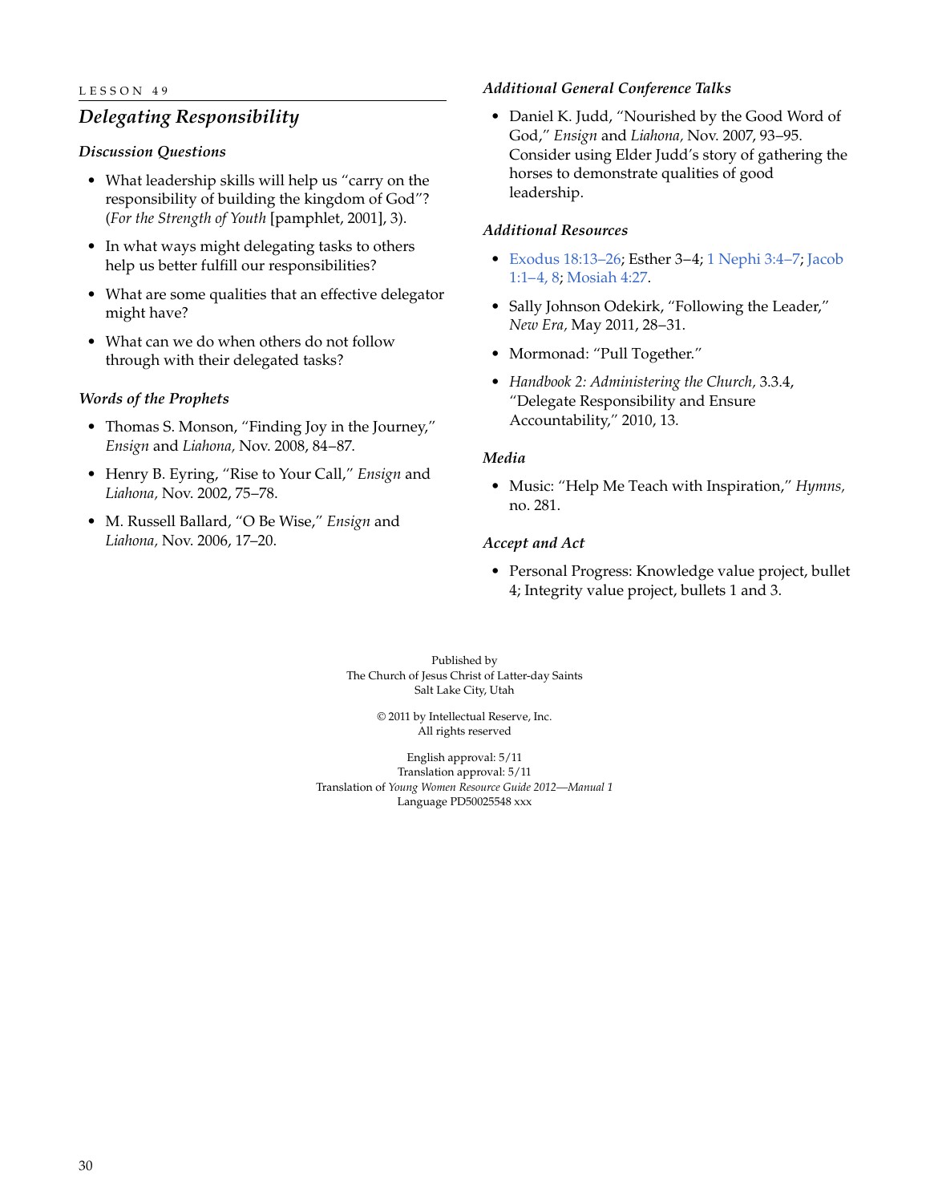LESSON 49

## *Delegating Responsibility*

### *Discussion Questions*

- What leadership skills will help us "carry on the responsibility of building the kingdom of God"? (*For the Strength of Youth* [pamphlet, 2001], 3).
- In what ways might delegating tasks to others help us better fulfill our responsibilities?
- What are some qualities that an effective delegator might have?
- What can we do when others do not follow through with their delegated tasks?

### *Words of the Prophets*

- Thomas S. Monson, "Finding Joy in the Journey," *Ensign* and *Liahona,* Nov. 2008, 84–87.
- Henry B. Eyring, "Rise to Your Call," *Ensign* and *Liahona,* Nov. 2002, 75–78.
- M. Russell Ballard, "O Be Wise," *Ensign* and *Liahona,* Nov. 2006, 17–20.

### *Additional General Conference Talks*

- Daniel K. Judd, "Nourished by the Good Word of God," *Ensign* and *Liahona,* Nov. 2007, 93–95. Consider using Elder Judd's story of gathering the horses to demonstrate qualities of good leadership.

### *Additional Resources*

- Exodus 18:13–26; Esther 3–4; 1 Nephi 3:4–7; Jacob 1:1–4, 8; Mosiah 4:27.
- Sally Johnson Odekirk, "Following the Leader," *New Era,* May 2011, 28–31.
- Mormonad: "Pull Together."
- *Handbook 2: Administering the Church,* 3.3.4, "Delegate Responsibility and Ensure Accountability," 2010, 13.

### *Media*

- Music: "Help Me Teach with Inspiration," *Hymns,* no. 281.

### *Accept and Act*

- Personal Progress: Knowledge value project, bullet 4; Integrity value project, bullets 1 and 3.

Published by
The Church of Jesus Christ of Latter-day Saints
Salt Lake City, Utah

© 2011 by Intellectual Reserve, Inc.
All rights reserved

English approval: 5/11
Translation approval: 5/11
Translation of *Young Women Resource Guide 2012—Manual 1*
Language PD50025548 xxx